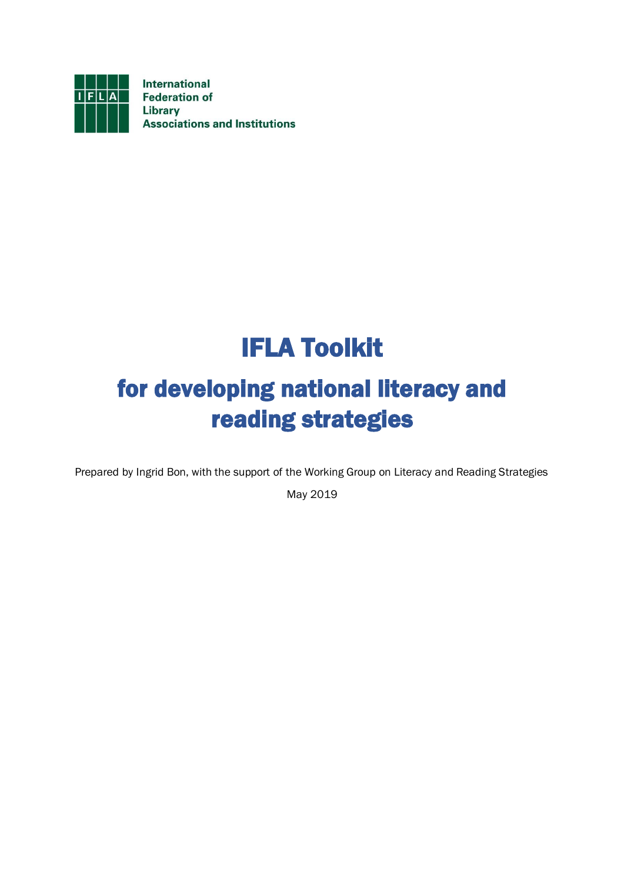International Federation of Library Associations and Institutions

# IFLA Toolkit

## for developing national literacy and reading strategies

Prepared by Ingrid Bon, with the support of the Working Group on Literacy and Reading Strategies

May 2019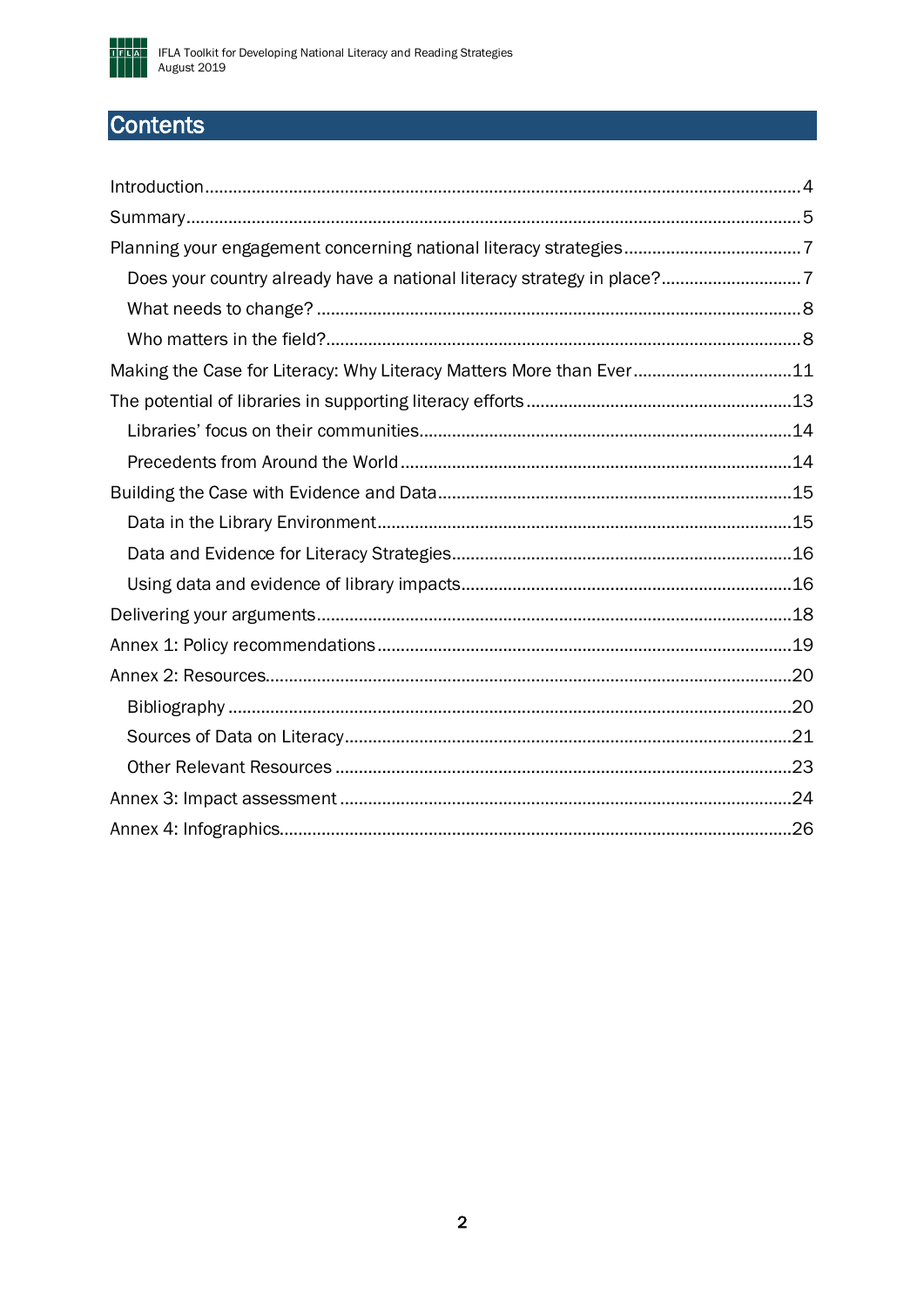# Contents

- Introduction 4
- Summary 5
- Planning your engagement concerning national literacy strategies 7
  - Does your country already have a national literacy strategy in place? 7
  - What needs to change? 8
  - Who matters in the field? 8
- Making the Case for Literacy: Why Literacy Matters More than Ever 11
- The potential of libraries in supporting literacy efforts 13
  - Libraries' focus on their communities 14
  - Precedents from Around the World 14
- Building the Case with Evidence and Data 15
  - Data in the Library Environment 15
  - Data and Evidence for Literacy Strategies 16
  - Using data and evidence of library impacts 16
- Delivering your arguments 18
- Annex 1: Policy recommendations 19
- Annex 2: Resources 20
  - Bibliography 20
  - Sources of Data on Literacy 21
  - Other Relevant Resources 23
- Annex 3: Impact assessment 24
- Annex 4: Infographics 26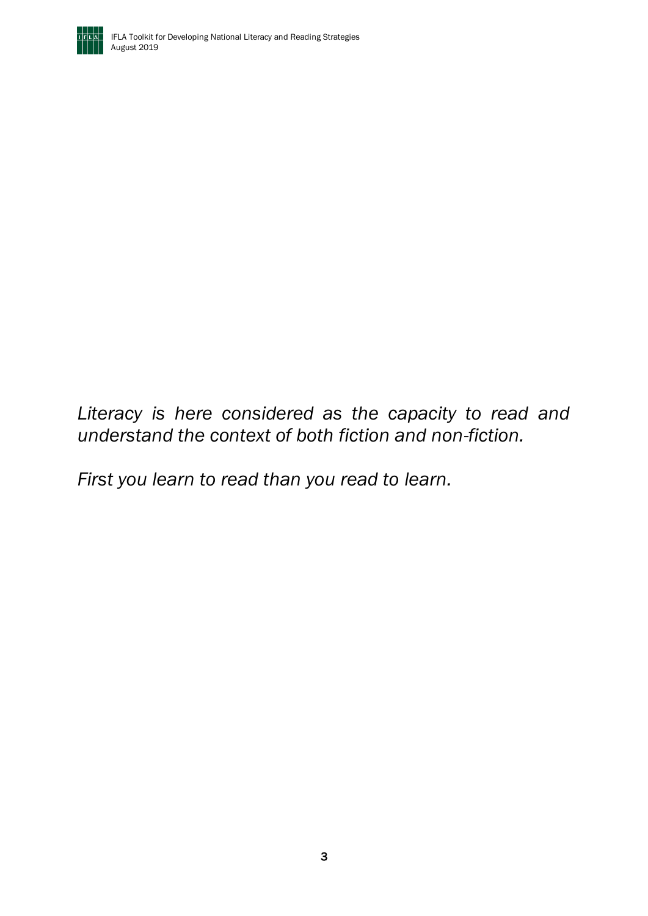*Literacy is here considered as the capacity to read and understand the context of both fiction and non-fiction.*

*First you learn to read than you read to learn.*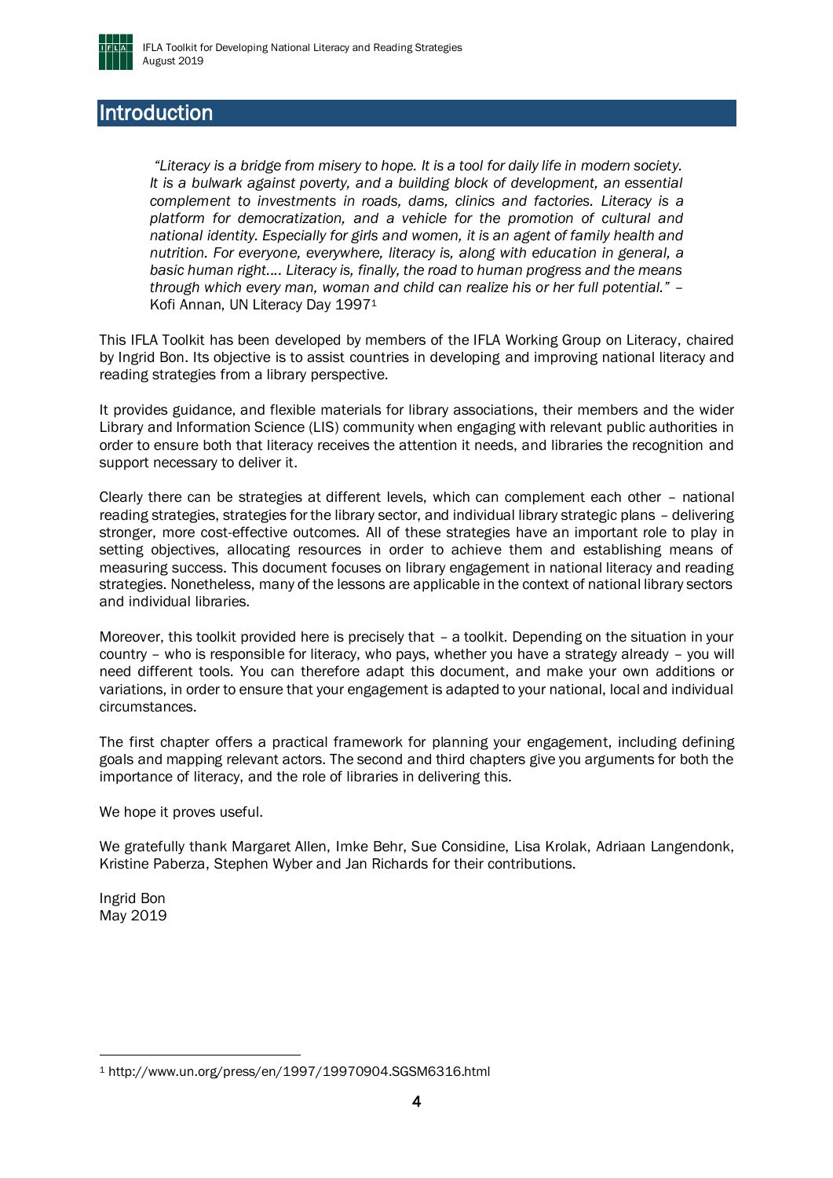# Introduction

> *"Literacy is a bridge from misery to hope. It is a tool for daily life in modern society. It is a bulwark against poverty, and a building block of development, an essential complement to investments in roads, dams, clinics and factories. Literacy is a platform for democratization, and a vehicle for the promotion of cultural and national identity. Especially for girls and women, it is an agent of family health and nutrition. For everyone, everywhere, literacy is, along with education in general, a basic human right.... Literacy is, finally, the road to human progress and the means through which every man, woman and child can realize his or her full potential."* – Kofi Annan, UN Literacy Day 1997[1]

This IFLA Toolkit has been developed by members of the IFLA Working Group on Literacy, chaired by Ingrid Bon. Its objective is to assist countries in developing and improving national literacy and reading strategies from a library perspective.

It provides guidance, and flexible materials for library associations, their members and the wider Library and Information Science (LIS) community when engaging with relevant public authorities in order to ensure both that literacy receives the attention it needs, and libraries the recognition and support necessary to deliver it.

Clearly there can be strategies at different levels, which can complement each other – national reading strategies, strategies for the library sector, and individual library strategic plans – delivering stronger, more cost-effective outcomes. All of these strategies have an important role to play in setting objectives, allocating resources in order to achieve them and establishing means of measuring success. This document focuses on library engagement in national literacy and reading strategies. Nonetheless, many of the lessons are applicable in the context of national library sectors and individual libraries.

Moreover, this toolkit provided here is precisely that – a toolkit. Depending on the situation in your country – who is responsible for literacy, who pays, whether you have a strategy already – you will need different tools. You can therefore adapt this document, and make your own additions or variations, in order to ensure that your engagement is adapted to your national, local and individual circumstances.

The first chapter offers a practical framework for planning your engagement, including defining goals and mapping relevant actors. The second and third chapters give you arguments for both the importance of literacy, and the role of libraries in delivering this.

We hope it proves useful.

We gratefully thank Margaret Allen, Imke Behr, Sue Considine, Lisa Krolak, Adriaan Langendonk, Kristine Paberza, Stephen Wyber and Jan Richards for their contributions.

Ingrid Bon
May 2019

---

[1] http://www.un.org/press/en/1997/19970904.SGSM6316.html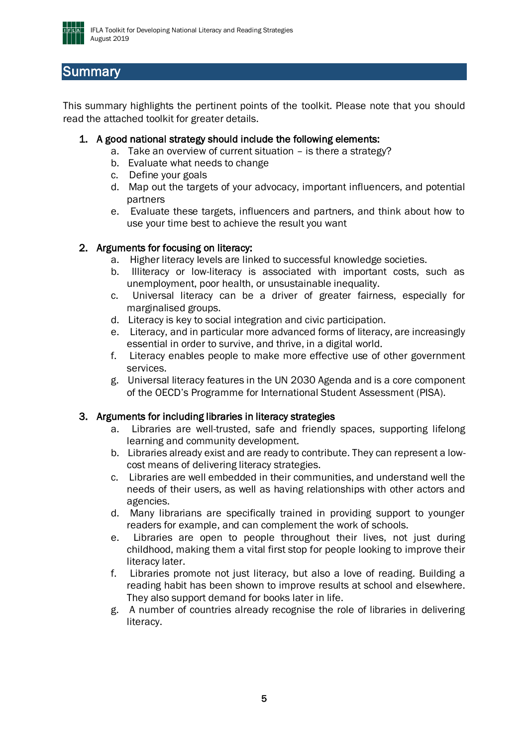# Summary

This summary highlights the pertinent points of the toolkit. Please note that you should read the attached toolkit for greater details.

1. **A good national strategy should include the following elements:**
   a. Take an overview of current situation – is there a strategy?
   b. Evaluate what needs to change
   c. Define your goals
   d. Map out the targets of your advocacy, important influencers, and potential partners
   e. Evaluate these targets, influencers and partners, and think about how to use your time best to achieve the result you want

2. **Arguments for focusing on literacy:**
   a. Higher literacy levels are linked to successful knowledge societies.
   b. Illiteracy or low-literacy is associated with important costs, such as unemployment, poor health, or unsustainable inequality.
   c. Universal literacy can be a driver of greater fairness, especially for marginalised groups.
   d. Literacy is key to social integration and civic participation.
   e. Literacy, and in particular more advanced forms of literacy, are increasingly essential in order to survive, and thrive, in a digital world.
   f. Literacy enables people to make more effective use of other government services.
   g. Universal literacy features in the UN 2030 Agenda and is a core component of the OECD's Programme for International Student Assessment (PISA).

3. **Arguments for including libraries in literacy strategies**
   a. Libraries are well-trusted, safe and friendly spaces, supporting lifelong learning and community development.
   b. Libraries already exist and are ready to contribute. They can represent a low-cost means of delivering literacy strategies.
   c. Libraries are well embedded in their communities, and understand well the needs of their users, as well as having relationships with other actors and agencies.
   d. Many librarians are specifically trained in providing support to younger readers for example, and can complement the work of schools.
   e. Libraries are open to people throughout their lives, not just during childhood, making them a vital first stop for people looking to improve their literacy later.
   f. Libraries promote not just literacy, but also a love of reading. Building a reading habit has been shown to improve results at school and elsewhere. They also support demand for books later in life.
   g. A number of countries already recognise the role of libraries in delivering literacy.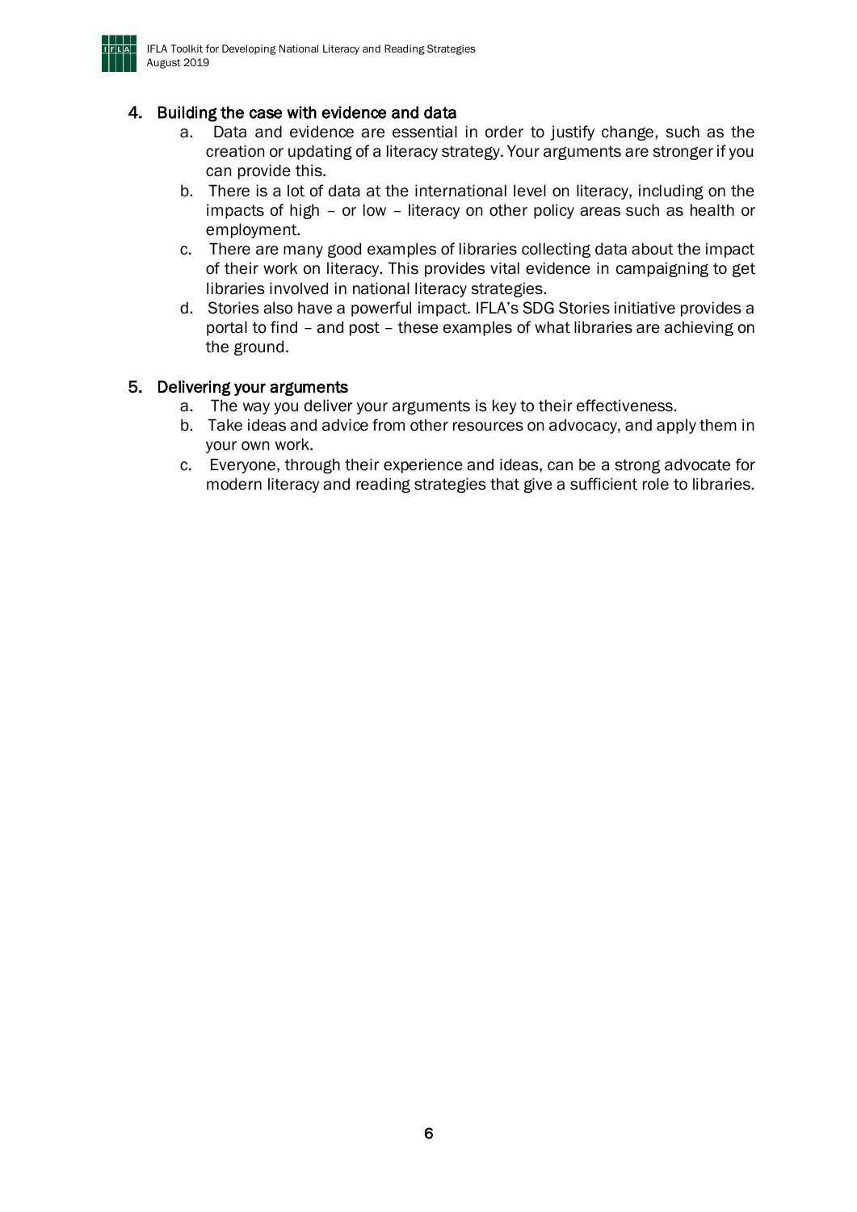4. **Building the case with evidence and data**
    a. Data and evidence are essential in order to justify change, such as the creation or updating of a literacy strategy. Your arguments are stronger if you can provide this.
    b. There is a lot of data at the international level on literacy, including on the impacts of high – or low – literacy on other policy areas such as health or employment.
    c. There are many good examples of libraries collecting data about the impact of their work on literacy. This provides vital evidence in campaigning to get libraries involved in national literacy strategies.
    d. Stories also have a powerful impact. IFLA's SDG Stories initiative provides a portal to find – and post – these examples of what libraries are achieving on the ground.

5. **Delivering your arguments**
    a. The way you deliver your arguments is key to their effectiveness.
    b. Take ideas and advice from other resources on advocacy, and apply them in your own work.
    c. Everyone, through their experience and ideas, can be a strong advocate for modern literacy and reading strategies that give a sufficient role to libraries.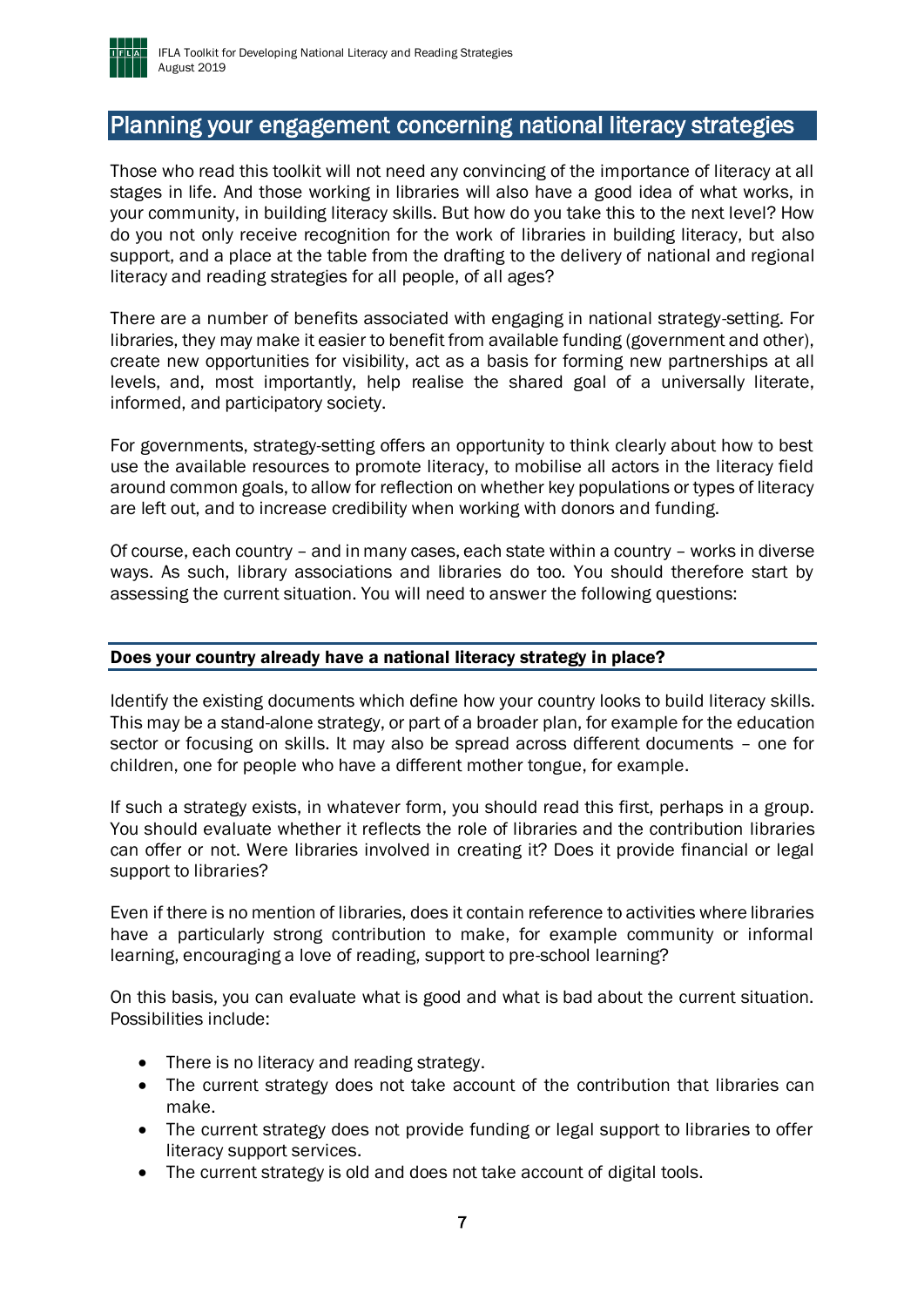## Planning your engagement concerning national literacy strategies

Those who read this toolkit will not need any convincing of the importance of literacy at all stages in life. And those working in libraries will also have a good idea of what works, in your community, in building literacy skills. But how do you take this to the next level? How do you not only receive recognition for the work of libraries in building literacy, but also support, and a place at the table from the drafting to the delivery of national and regional literacy and reading strategies for all people, of all ages?

There are a number of benefits associated with engaging in national strategy-setting. For libraries, they may make it easier to benefit from available funding (government and other), create new opportunities for visibility, act as a basis for forming new partnerships at all levels, and, most importantly, help realise the shared goal of a universally literate, informed, and participatory society.

For governments, strategy-setting offers an opportunity to think clearly about how to best use the available resources to promote literacy, to mobilise all actors in the literacy field around common goals, to allow for reflection on whether key populations or types of literacy are left out, and to increase credibility when working with donors and funding.

Of course, each country – and in many cases, each state within a country – works in diverse ways. As such, library associations and libraries do too. You should therefore start by assessing the current situation. You will need to answer the following questions:

### Does your country already have a national literacy strategy in place?

Identify the existing documents which define how your country looks to build literacy skills. This may be a stand-alone strategy, or part of a broader plan, for example for the education sector or focusing on skills. It may also be spread across different documents – one for children, one for people who have a different mother tongue, for example.

If such a strategy exists, in whatever form, you should read this first, perhaps in a group. You should evaluate whether it reflects the role of libraries and the contribution libraries can offer or not. Were libraries involved in creating it? Does it provide financial or legal support to libraries?

Even if there is no mention of libraries, does it contain reference to activities where libraries have a particularly strong contribution to make, for example community or informal learning, encouraging a love of reading, support to pre-school learning?

On this basis, you can evaluate what is good and what is bad about the current situation. Possibilities include:

- There is no literacy and reading strategy.
- The current strategy does not take account of the contribution that libraries can make.
- The current strategy does not provide funding or legal support to libraries to offer literacy support services.
- The current strategy is old and does not take account of digital tools.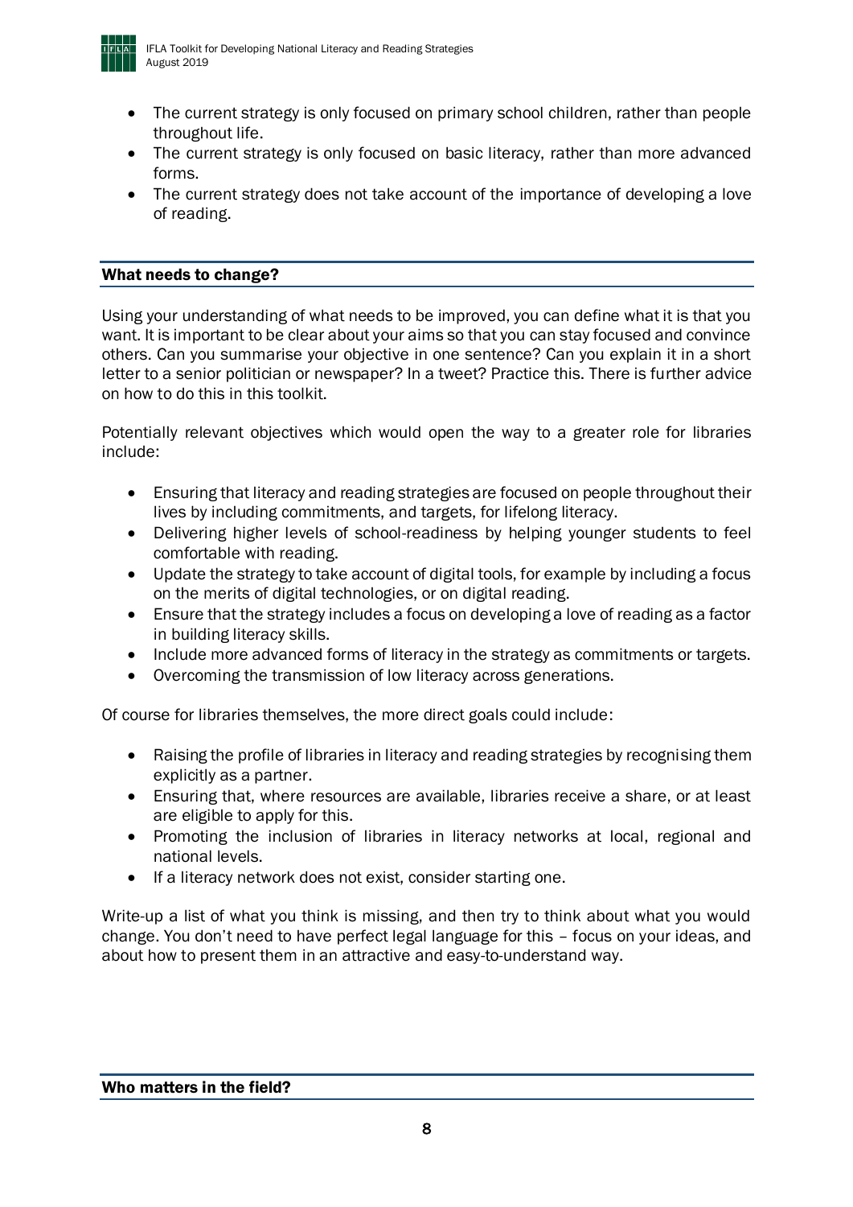- The current strategy is only focused on primary school children, rather than people throughout life.
- The current strategy is only focused on basic literacy, rather than more advanced forms.
- The current strategy does not take account of the importance of developing a love of reading.

## What needs to change?

Using your understanding of what needs to be improved, you can define what it is that you want. It is important to be clear about your aims so that you can stay focused and convince others. Can you summarise your objective in one sentence? Can you explain it in a short letter to a senior politician or newspaper? In a tweet? Practice this. There is further advice on how to do this in this toolkit.

Potentially relevant objectives which would open the way to a greater role for libraries include:

- Ensuring that literacy and reading strategies are focused on people throughout their lives by including commitments, and targets, for lifelong literacy.
- Delivering higher levels of school-readiness by helping younger students to feel comfortable with reading.
- Update the strategy to take account of digital tools, for example by including a focus on the merits of digital technologies, or on digital reading.
- Ensure that the strategy includes a focus on developing a love of reading as a factor in building literacy skills.
- Include more advanced forms of literacy in the strategy as commitments or targets.
- Overcoming the transmission of low literacy across generations.

Of course for libraries themselves, the more direct goals could include:

- Raising the profile of libraries in literacy and reading strategies by recognising them explicitly as a partner.
- Ensuring that, where resources are available, libraries receive a share, or at least are eligible to apply for this.
- Promoting the inclusion of libraries in literacy networks at local, regional and national levels.
- If a literacy network does not exist, consider starting one.

Write-up a list of what you think is missing, and then try to think about what you would change. You don't need to have perfect legal language for this – focus on your ideas, and about how to present them in an attractive and easy-to-understand way.

## Who matters in the field?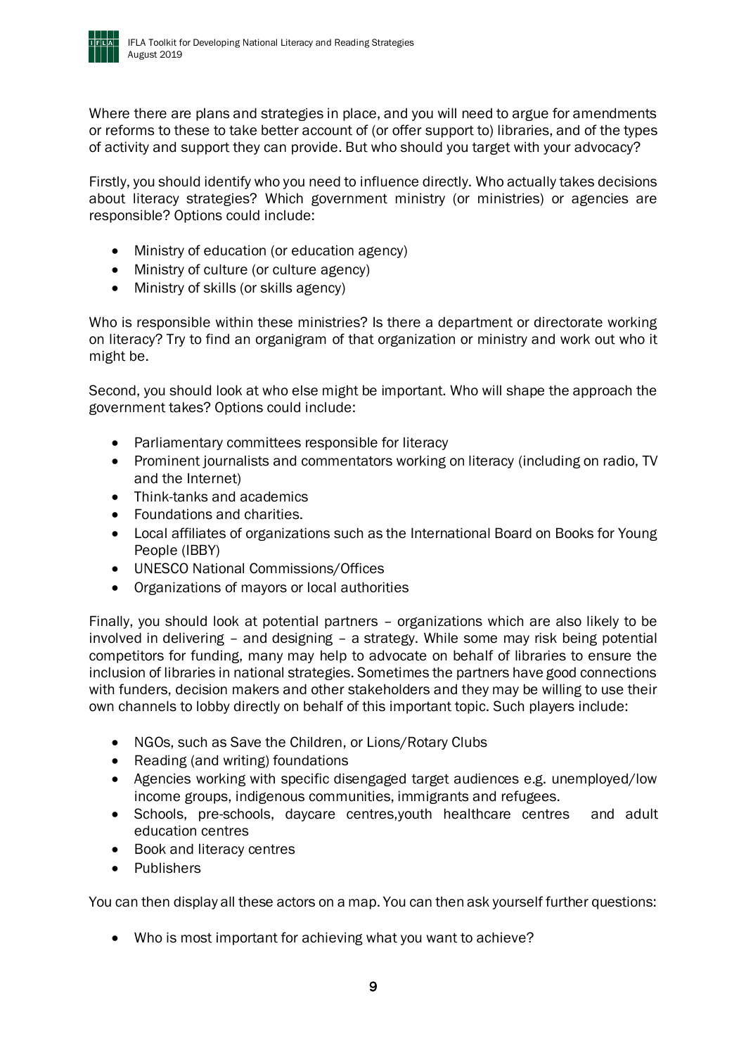Where there are plans and strategies in place, and you will need to argue for amendments or reforms to these to take better account of (or offer support to) libraries, and of the types of activity and support they can provide. But who should you target with your advocacy?

Firstly, you should identify who you need to influence directly. Who actually takes decisions about literacy strategies? Which government ministry (or ministries) or agencies are responsible? Options could include:

- Ministry of education (or education agency)
- Ministry of culture (or culture agency)
- Ministry of skills (or skills agency)

Who is responsible within these ministries? Is there a department or directorate working on literacy? Try to find an organigram of that organization or ministry and work out who it might be.

Second, you should look at who else might be important. Who will shape the approach the government takes? Options could include:

- Parliamentary committees responsible for literacy
- Prominent journalists and commentators working on literacy (including on radio, TV and the Internet)
- Think-tanks and academics
- Foundations and charities.
- Local affiliates of organizations such as the International Board on Books for Young People (IBBY)
- UNESCO National Commissions/Offices
- Organizations of mayors or local authorities

Finally, you should look at potential partners – organizations which are also likely to be involved in delivering – and designing – a strategy. While some may risk being potential competitors for funding, many may help to advocate on behalf of libraries to ensure the inclusion of libraries in national strategies. Sometimes the partners have good connections with funders, decision makers and other stakeholders and they may be willing to use their own channels to lobby directly on behalf of this important topic. Such players include:

- NGOs, such as Save the Children, or Lions/Rotary Clubs
- Reading (and writing) foundations
- Agencies working with specific disengaged target audiences e.g. unemployed/low income groups, indigenous communities, immigrants and refugees.
- Schools, pre-schools, daycare centres,youth healthcare centres and adult education centres
- Book and literacy centres
- Publishers

You can then display all these actors on a map. You can then ask yourself further questions:

- Who is most important for achieving what you want to achieve?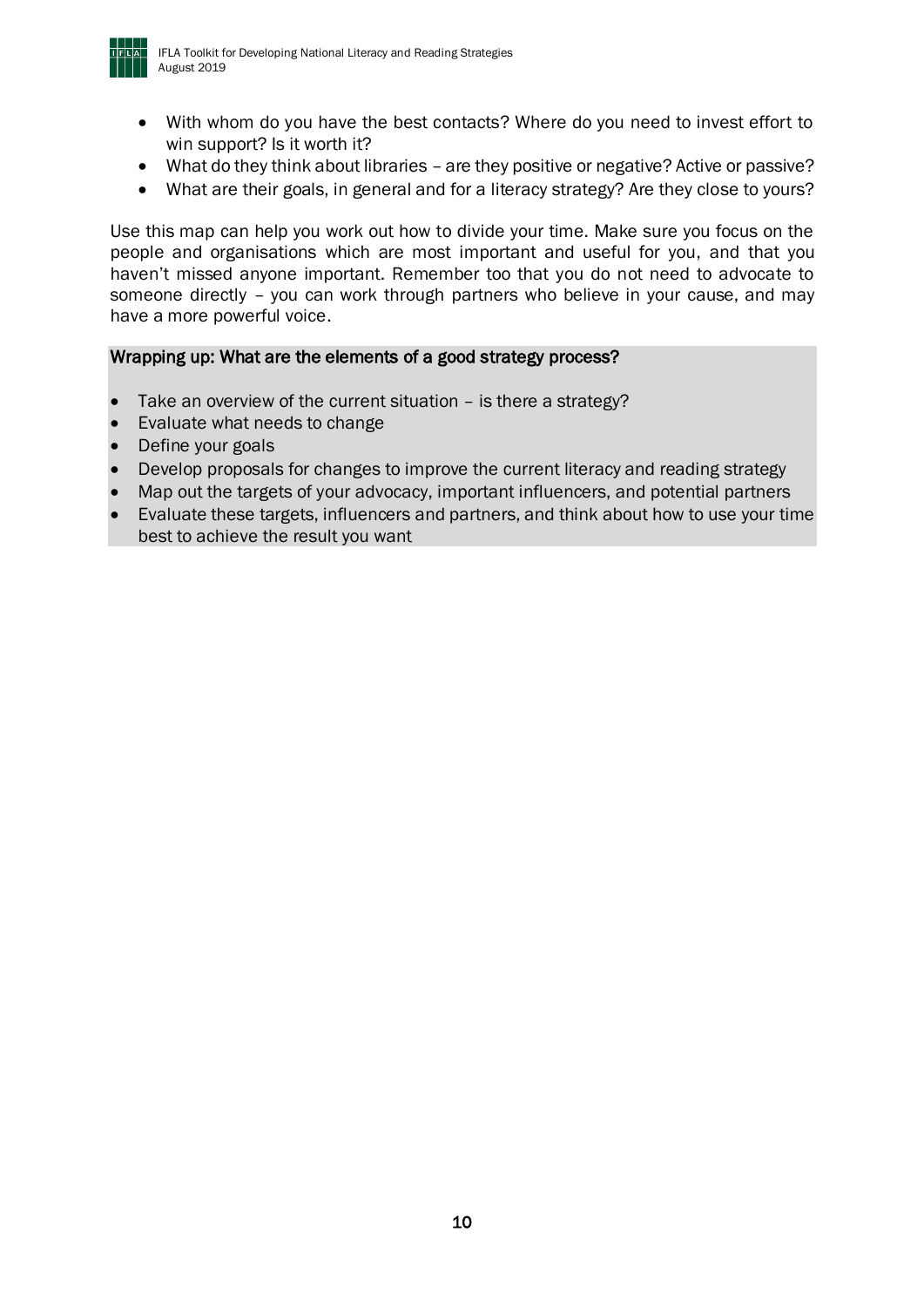- With whom do you have the best contacts? Where do you need to invest effort to win support? Is it worth it?
- What do they think about libraries – are they positive or negative? Active or passive?
- What are their goals, in general and for a literacy strategy? Are they close to yours?

Use this map can help you work out how to divide your time. Make sure you focus on the people and organisations which are most important and useful for you, and that you haven't missed anyone important. Remember too that you do not need to advocate to someone directly – you can work through partners who believe in your cause, and may have a more powerful voice.

### Wrapping up: What are the elements of a good strategy process?

- Take an overview of the current situation – is there a strategy?
- Evaluate what needs to change
- Define your goals
- Develop proposals for changes to improve the current literacy and reading strategy
- Map out the targets of your advocacy, important influencers, and potential partners
- Evaluate these targets, influencers and partners, and think about how to use your time best to achieve the result you want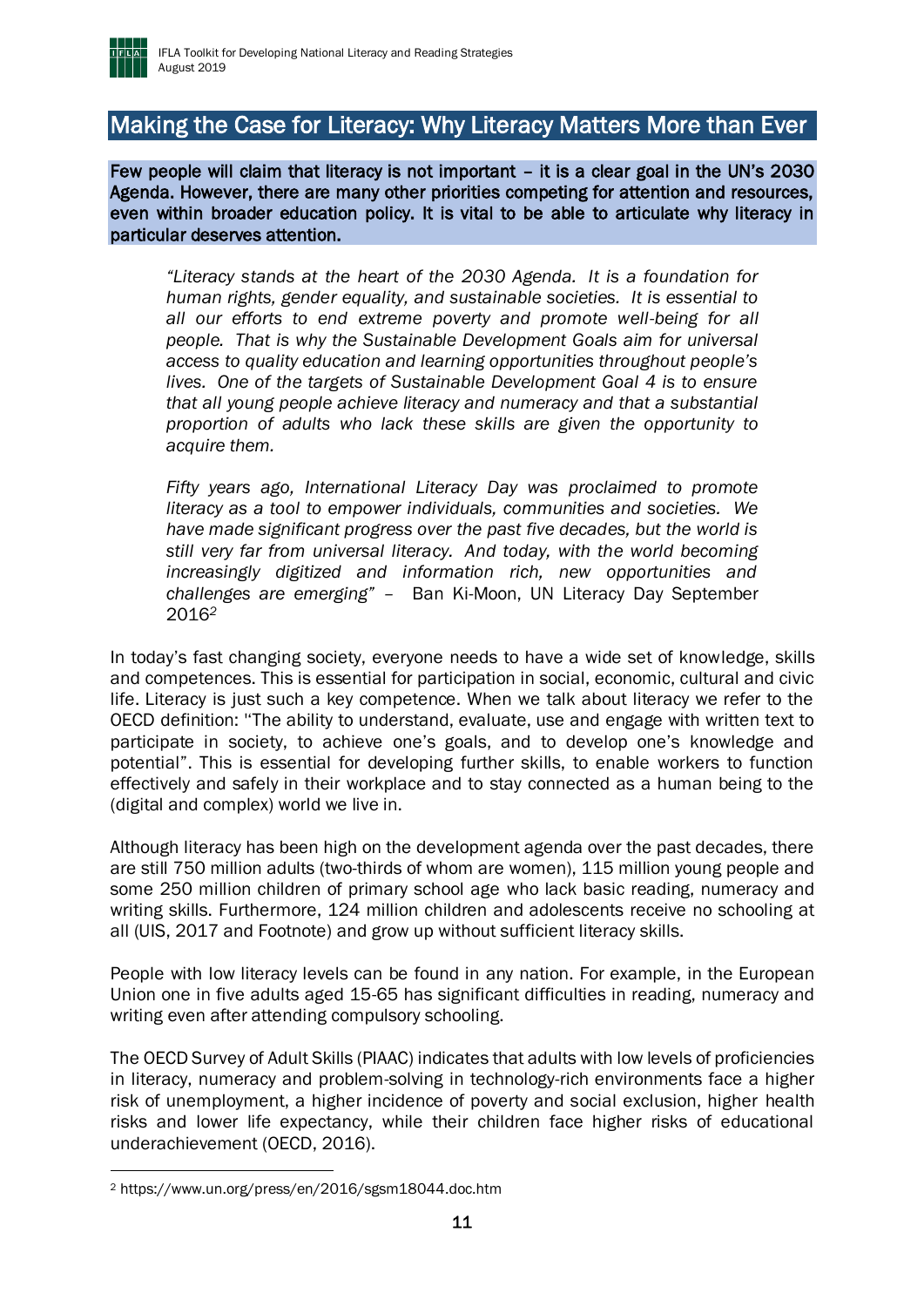## Making the Case for Literacy: Why Literacy Matters More than Ever

**Few people will claim that literacy is not important – it is a clear goal in the UN's 2030 Agenda. However, there are many other priorities competing for attention and resources, even within broader education policy. It is vital to be able to articulate why literacy in particular deserves attention.**

> *"Literacy stands at the heart of the 2030 Agenda. It is a foundation for human rights, gender equality, and sustainable societies. It is essential to all our efforts to end extreme poverty and promote well-being for all people. That is why the Sustainable Development Goals aim for universal access to quality education and learning opportunities throughout people's lives. One of the targets of Sustainable Development Goal 4 is to ensure that all young people achieve literacy and numeracy and that a substantial proportion of adults who lack these skills are given the opportunity to acquire them.*
>
> *Fifty years ago, International Literacy Day was proclaimed to promote literacy as a tool to empower individuals, communities and societies. We have made significant progress over the past five decades, but the world is still very far from universal literacy. And today, with the world becoming increasingly digitized and information rich, new opportunities and challenges are emerging"* – Ban Ki-Moon, UN Literacy Day September 2016[2]

In today's fast changing society, everyone needs to have a wide set of knowledge, skills and competences. This is essential for participation in social, economic, cultural and civic life. Literacy is just such a key competence. When we talk about literacy we refer to the OECD definition: "The ability to understand, evaluate, use and engage with written text to participate in society, to achieve one's goals, and to develop one's knowledge and potential". This is essential for developing further skills, to enable workers to function effectively and safely in their workplace and to stay connected as a human being to the (digital and complex) world we live in.

Although literacy has been high on the development agenda over the past decades, there are still 750 million adults (two-thirds of whom are women), 115 million young people and some 250 million children of primary school age who lack basic reading, numeracy and writing skills. Furthermore, 124 million children and adolescents receive no schooling at all (UIS, 2017 and Footnote) and grow up without sufficient literacy skills.

People with low literacy levels can be found in any nation. For example, in the European Union one in five adults aged 15-65 has significant difficulties in reading, numeracy and writing even after attending compulsory schooling.

The OECD Survey of Adult Skills (PIAAC) indicates that adults with low levels of proficiencies in literacy, numeracy and problem-solving in technology-rich environments face a higher risk of unemployment, a higher incidence of poverty and social exclusion, higher health risks and lower life expectancy, while their children face higher risks of educational underachievement (OECD, 2016).

---

[2] https://www.un.org/press/en/2016/sgsm18044.doc.htm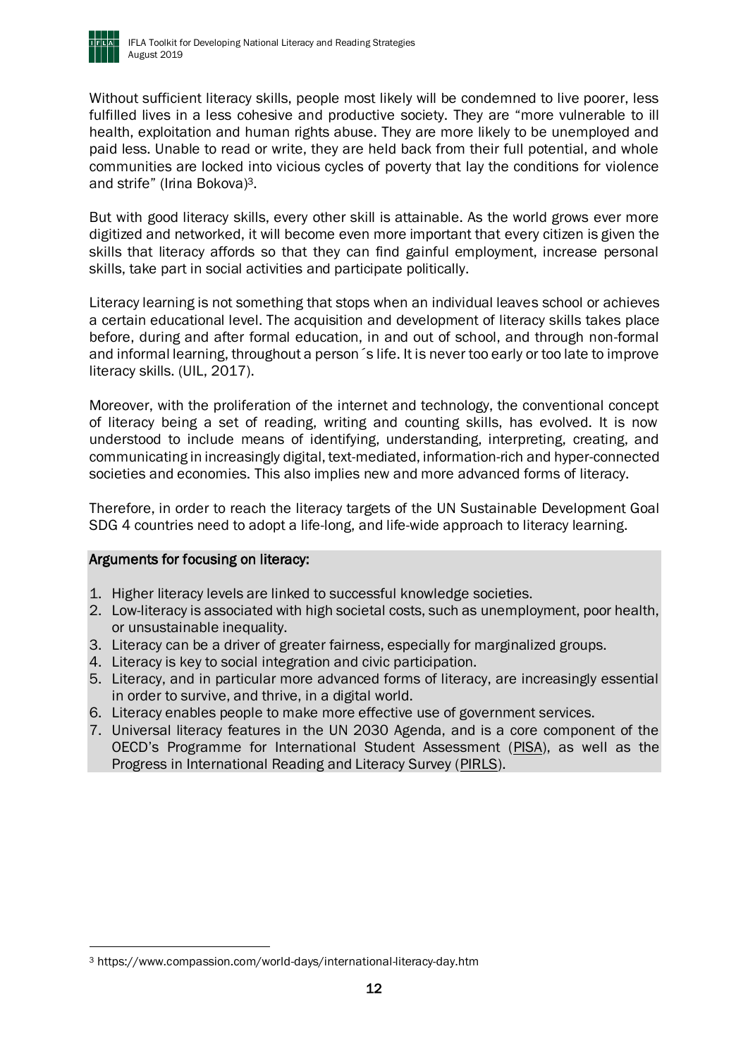Without sufficient literacy skills, people most likely will be condemned to live poorer, less fulfilled lives in a less cohesive and productive society. They are "more vulnerable to ill health, exploitation and human rights abuse. They are more likely to be unemployed and paid less. Unable to read or write, they are held back from their full potential, and whole communities are locked into vicious cycles of poverty that lay the conditions for violence and strife" (Irina Bokova)[3].

But with good literacy skills, every other skill is attainable. As the world grows ever more digitized and networked, it will become even more important that every citizen is given the skills that literacy affords so that they can find gainful employment, increase personal skills, take part in social activities and participate politically.

Literacy learning is not something that stops when an individual leaves school or achieves a certain educational level. The acquisition and development of literacy skills takes place before, during and after formal education, in and out of school, and through non-formal and informal learning, throughout a person´s life. It is never too early or too late to improve literacy skills. (UIL, 2017).

Moreover, with the proliferation of the internet and technology, the conventional concept of literacy being a set of reading, writing and counting skills, has evolved. It is now understood to include means of identifying, understanding, interpreting, creating, and communicating in increasingly digital, text-mediated, information-rich and hyper-connected societies and economies. This also implies new and more advanced forms of literacy.

Therefore, in order to reach the literacy targets of the UN Sustainable Development Goal SDG 4 countries need to adopt a life-long, and life-wide approach to literacy learning.

**Arguments for focusing on literacy:**

1. Higher literacy levels are linked to successful knowledge societies.
2. Low-literacy is associated with high societal costs, such as unemployment, poor health, or unsustainable inequality.
3. Literacy can be a driver of greater fairness, especially for marginalized groups.
4. Literacy is key to social integration and civic participation.
5. Literacy, and in particular more advanced forms of literacy, are increasingly essential in order to survive, and thrive, in a digital world.
6. Literacy enables people to make more effective use of government services.
7. Universal literacy features in the UN 2030 Agenda, and is a core component of the OECD's Programme for International Student Assessment (PISA), as well as the Progress in International Reading and Literacy Survey (PIRLS).

---

[3] https://www.compassion.com/world-days/international-literacy-day.htm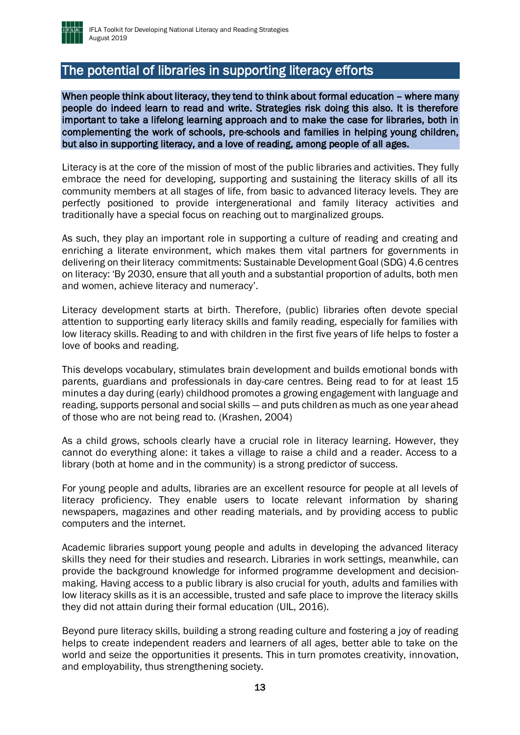## The potential of libraries in supporting literacy efforts

**When people think about literacy, they tend to think about formal education – where many people do indeed learn to read and write. Strategies risk doing this also. It is therefore important to take a lifelong learning approach and to make the case for libraries, both in complementing the work of schools, pre-schools and families in helping young children, but also in supporting literacy, and a love of reading, among people of all ages.**

Literacy is at the core of the mission of most of the public libraries and activities. They fully embrace the need for developing, supporting and sustaining the literacy skills of all its community members at all stages of life, from basic to advanced literacy levels. They are perfectly positioned to provide intergenerational and family literacy activities and traditionally have a special focus on reaching out to marginalized groups.

As such, they play an important role in supporting a culture of reading and creating and enriching a literate environment, which makes them vital partners for governments in delivering on their literacy commitments: Sustainable Development Goal (SDG) 4.6 centres on literacy: 'By 2030, ensure that all youth and a substantial proportion of adults, both men and women, achieve literacy and numeracy'.

Literacy development starts at birth. Therefore, (public) libraries often devote special attention to supporting early literacy skills and family reading, especially for families with low literacy skills. Reading to and with children in the first five years of life helps to foster a love of books and reading.

This develops vocabulary, stimulates brain development and builds emotional bonds with parents, guardians and professionals in day-care centres. Being read to for at least 15 minutes a day during (early) childhood promotes a growing engagement with language and reading, supports personal and social skills — and puts children as much as one year ahead of those who are not being read to. (Krashen, 2004)

As a child grows, schools clearly have a crucial role in literacy learning. However, they cannot do everything alone: it takes a village to raise a child and a reader. Access to a library (both at home and in the community) is a strong predictor of success.

For young people and adults, libraries are an excellent resource for people at all levels of literacy proficiency. They enable users to locate relevant information by sharing newspapers, magazines and other reading materials, and by providing access to public computers and the internet.

Academic libraries support young people and adults in developing the advanced literacy skills they need for their studies and research. Libraries in work settings, meanwhile, can provide the background knowledge for informed programme development and decision-making. Having access to a public library is also crucial for youth, adults and families with low literacy skills as it is an accessible, trusted and safe place to improve the literacy skills they did not attain during their formal education (UIL, 2016).

Beyond pure literacy skills, building a strong reading culture and fostering a joy of reading helps to create independent readers and learners of all ages, better able to take on the world and seize the opportunities it presents. This in turn promotes creativity, innovation, and employability, thus strengthening society.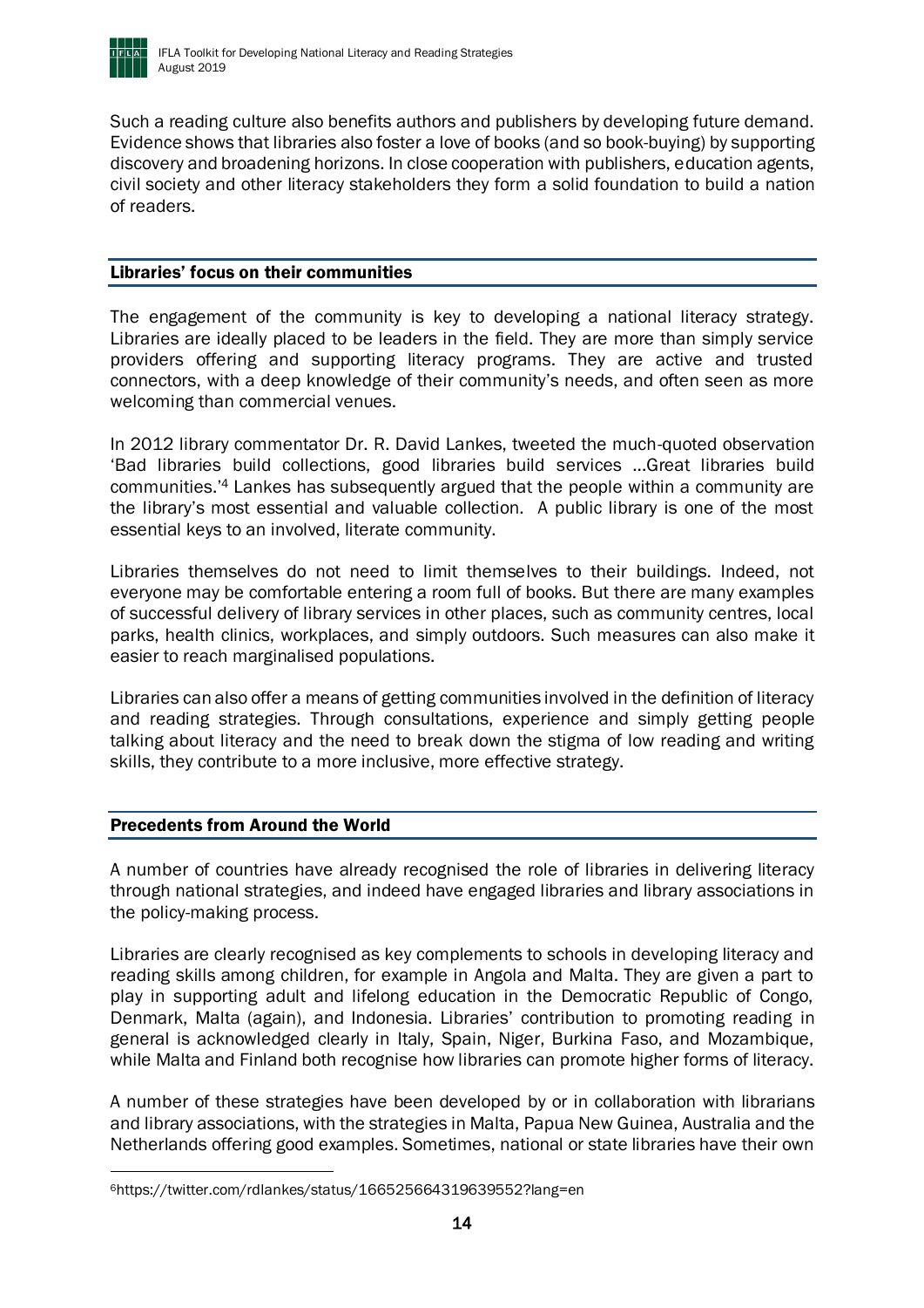Such a reading culture also benefits authors and publishers by developing future demand. Evidence shows that libraries also foster a love of books (and so book-buying) by supporting discovery and broadening horizons. In close cooperation with publishers, education agents, civil society and other literacy stakeholders they form a solid foundation to build a nation of readers.

## Libraries' focus on their communities

The engagement of the community is key to developing a national literacy strategy. Libraries are ideally placed to be leaders in the field. They are more than simply service providers offering and supporting literacy programs. They are active and trusted connectors, with a deep knowledge of their community's needs, and often seen as more welcoming than commercial venues.

In 2012 library commentator Dr. R. David Lankes, tweeted the much-quoted observation 'Bad libraries build collections, good libraries build services ...Great libraries build communities.'[4] Lankes has subsequently argued that the people within a community are the library's most essential and valuable collection. A public library is one of the most essential keys to an involved, literate community.

Libraries themselves do not need to limit themselves to their buildings. Indeed, not everyone may be comfortable entering a room full of books. But there are many examples of successful delivery of library services in other places, such as community centres, local parks, health clinics, workplaces, and simply outdoors. Such measures can also make it easier to reach marginalised populations.

Libraries can also offer a means of getting communities involved in the definition of literacy and reading strategies. Through consultations, experience and simply getting people talking about literacy and the need to break down the stigma of low reading and writing skills, they contribute to a more inclusive, more effective strategy.

## Precedents from Around the World

A number of countries have already recognised the role of libraries in delivering literacy through national strategies, and indeed have engaged libraries and library associations in the policy-making process.

Libraries are clearly recognised as key complements to schools in developing literacy and reading skills among children, for example in Angola and Malta. They are given a part to play in supporting adult and lifelong education in the Democratic Republic of Congo, Denmark, Malta (again), and Indonesia. Libraries' contribution to promoting reading in general is acknowledged clearly in Italy, Spain, Niger, Burkina Faso, and Mozambique, while Malta and Finland both recognise how libraries can promote higher forms of literacy.

A number of these strategies have been developed by or in collaboration with librarians and library associations, with the strategies in Malta, Papua New Guinea, Australia and the Netherlands offering good examples. Sometimes, national or state libraries have their own

---

[6] https://twitter.com/rdlankes/status/166525664319639552?lang=en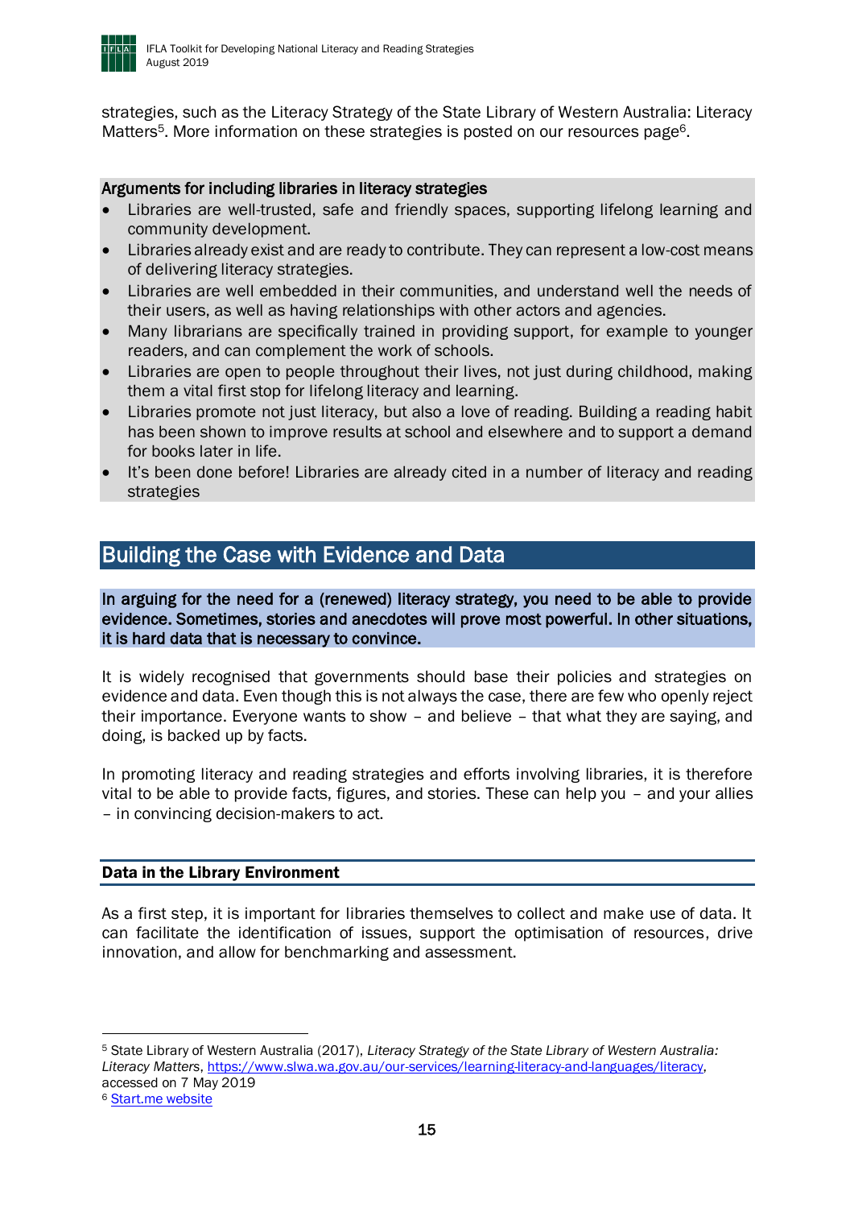strategies, such as the Literacy Strategy of the State Library of Western Australia: Literacy Matters[5]. More information on these strategies is posted on our resources page[6].

**Arguments for including libraries in literacy strategies**

- Libraries are well-trusted, safe and friendly spaces, supporting lifelong learning and community development.
- Libraries already exist and are ready to contribute. They can represent a low-cost means of delivering literacy strategies.
- Libraries are well embedded in their communities, and understand well the needs of their users, as well as having relationships with other actors and agencies.
- Many librarians are specifically trained in providing support, for example to younger readers, and can complement the work of schools.
- Libraries are open to people throughout their lives, not just during childhood, making them a vital first stop for lifelong literacy and learning.
- Libraries promote not just literacy, but also a love of reading. Building a reading habit has been shown to improve results at school and elsewhere and to support a demand for books later in life.
- It's been done before! Libraries are already cited in a number of literacy and reading strategies

## Building the Case with Evidence and Data

**In arguing for the need for a (renewed) literacy strategy, you need to be able to provide evidence. Sometimes, stories and anecdotes will prove most powerful. In other situations, it is hard data that is necessary to convince.**

It is widely recognised that governments should base their policies and strategies on evidence and data. Even though this is not always the case, there are few who openly reject their importance. Everyone wants to show – and believe – that what they are saying, and doing, is backed up by facts.

In promoting literacy and reading strategies and efforts involving libraries, it is therefore vital to be able to provide facts, figures, and stories. These can help you – and your allies – in convincing decision-makers to act.

### Data in the Library Environment

As a first step, it is important for libraries themselves to collect and make use of data. It can facilitate the identification of issues, support the optimisation of resources, drive innovation, and allow for benchmarking and assessment.

---

[5] State Library of Western Australia (2017), *Literacy Strategy of the State Library of Western Australia: Literacy Matters*, https://www.slwa.wa.gov.au/our-services/learning-literacy-and-languages/literacy, accessed on 7 May 2019

[6] Start.me website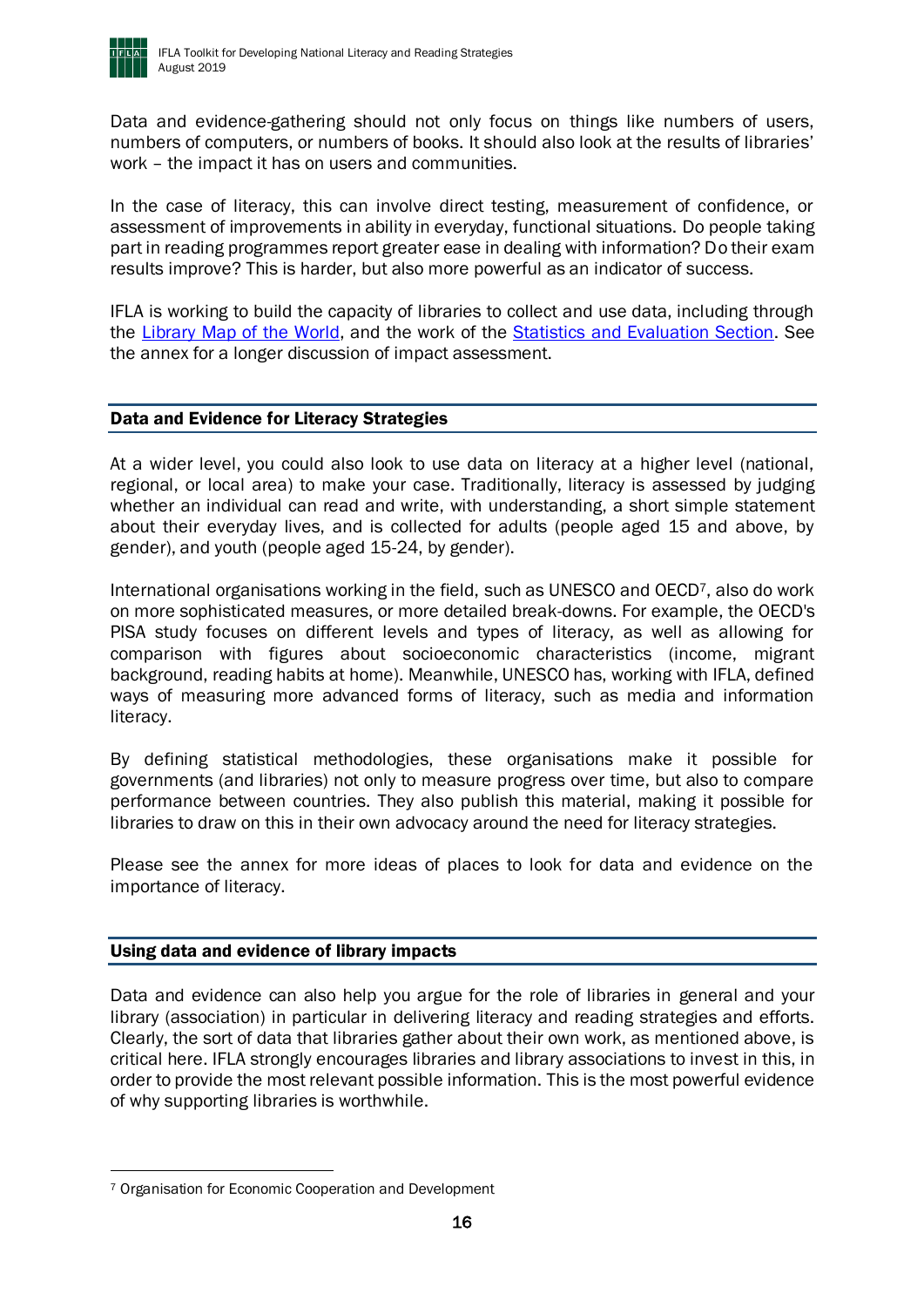Data and evidence-gathering should not only focus on things like numbers of users, numbers of computers, or numbers of books. It should also look at the results of libraries' work – the impact it has on users and communities.

In the case of literacy, this can involve direct testing, measurement of confidence, or assessment of improvements in ability in everyday, functional situations. Do people taking part in reading programmes report greater ease in dealing with information? Do their exam results improve? This is harder, but also more powerful as an indicator of success.

IFLA is working to build the capacity of libraries to collect and use data, including through the Library Map of the World, and the work of the Statistics and Evaluation Section. See the annex for a longer discussion of impact assessment.

## Data and Evidence for Literacy Strategies

At a wider level, you could also look to use data on literacy at a higher level (national, regional, or local area) to make your case. Traditionally, literacy is assessed by judging whether an individual can read and write, with understanding, a short simple statement about their everyday lives, and is collected for adults (people aged 15 and above, by gender), and youth (people aged 15-24, by gender).

International organisations working in the field, such as UNESCO and OECD[7], also do work on more sophisticated measures, or more detailed break-downs. For example, the OECD's PISA study focuses on different levels and types of literacy, as well as allowing for comparison with figures about socioeconomic characteristics (income, migrant background, reading habits at home). Meanwhile, UNESCO has, working with IFLA, defined ways of measuring more advanced forms of literacy, such as media and information literacy.

By defining statistical methodologies, these organisations make it possible for governments (and libraries) not only to measure progress over time, but also to compare performance between countries. They also publish this material, making it possible for libraries to draw on this in their own advocacy around the need for literacy strategies.

Please see the annex for more ideas of places to look for data and evidence on the importance of literacy.

## Using data and evidence of library impacts

Data and evidence can also help you argue for the role of libraries in general and your library (association) in particular in delivering literacy and reading strategies and efforts. Clearly, the sort of data that libraries gather about their own work, as mentioned above, is critical here. IFLA strongly encourages libraries and library associations to invest in this, in order to provide the most relevant possible information. This is the most powerful evidence of why supporting libraries is worthwhile.

---

[7] Organisation for Economic Cooperation and Development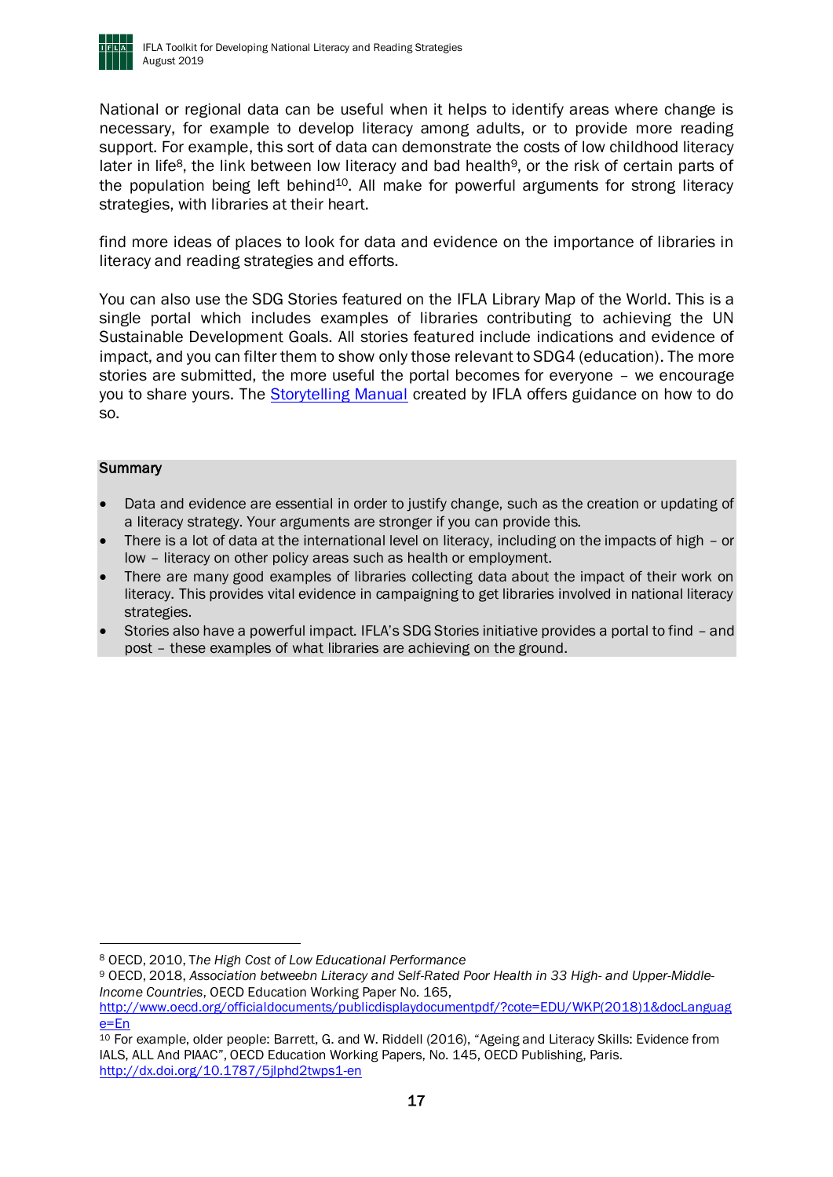National or regional data can be useful when it helps to identify areas where change is necessary, for example to develop literacy among adults, or to provide more reading support. For example, this sort of data can demonstrate the costs of low childhood literacy later in life[8], the link between low literacy and bad health[9], or the risk of certain parts of the population being left behind[10]. All make for powerful arguments for strong literacy strategies, with libraries at their heart.

find more ideas of places to look for data and evidence on the importance of libraries in literacy and reading strategies and efforts.

You can also use the SDG Stories featured on the IFLA Library Map of the World. This is a single portal which includes examples of libraries contributing to achieving the UN Sustainable Development Goals. All stories featured include indications and evidence of impact, and you can filter them to show only those relevant to SDG4 (education). The more stories are submitted, the more useful the portal becomes for everyone – we encourage you to share yours. The [Storytelling Manual](Storytelling Manual) created by IFLA offers guidance on how to do so.

**Summary**

- Data and evidence are essential in order to justify change, such as the creation or updating of a literacy strategy. Your arguments are stronger if you can provide this.
- There is a lot of data at the international level on literacy, including on the impacts of high – or low – literacy on other policy areas such as health or employment.
- There are many good examples of libraries collecting data about the impact of their work on literacy. This provides vital evidence in campaigning to get libraries involved in national literacy strategies.
- Stories also have a powerful impact. IFLA's SDG Stories initiative provides a portal to find – and post – these examples of what libraries are achieving on the ground.

---

[8] OECD, 2010, T*he High Cost of Low Educational Performance*

[9] OECD, 2018, *Association betweebn Literacy and Self-Rated Poor Health in 33 High- and Upper-Middle-Income Countries*, OECD Education Working Paper No. 165, http://www.oecd.org/officialdocuments/publicdisplaydocumentpdf/?cote=EDU/WKP(2018)1&docLanguage=En

[10] For example, older people: Barrett, G. and W. Riddell (2016), "Ageing and Literacy Skills: Evidence from IALS, ALL And PIAAC", OECD Education Working Papers, No. 145, OECD Publishing, Paris. http://dx.doi.org/10.1787/5jlphd2twps1-en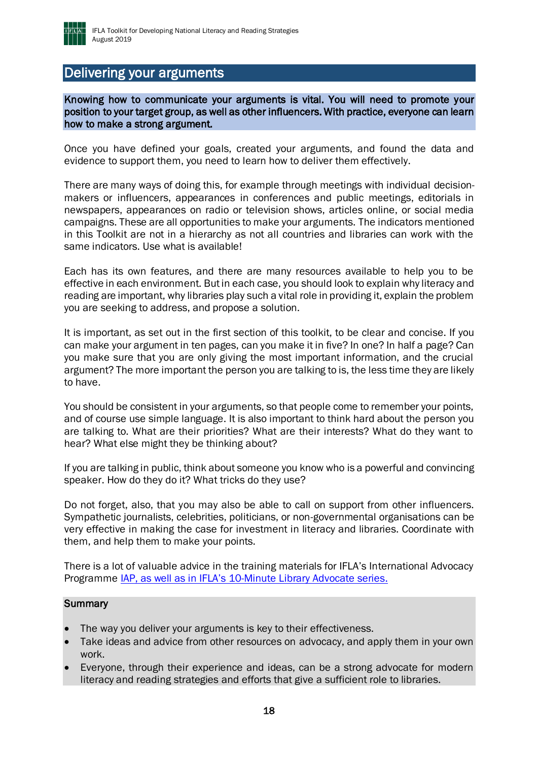## Delivering your arguments

**Knowing how to communicate your arguments is vital. You will need to promote your position to your target group, as well as other influencers. With practice, everyone can learn how to make a strong argument.**

Once you have defined your goals, created your arguments, and found the data and evidence to support them, you need to learn how to deliver them effectively.

There are many ways of doing this, for example through meetings with individual decision-makers or influencers, appearances in conferences and public meetings, editorials in newspapers, appearances on radio or television shows, articles online, or social media campaigns. These are all opportunities to make your arguments. The indicators mentioned in this Toolkit are not in a hierarchy as not all countries and libraries can work with the same indicators. Use what is available!

Each has its own features, and there are many resources available to help you to be effective in each environment. But in each case, you should look to explain why literacy and reading are important, why libraries play such a vital role in providing it, explain the problem you are seeking to address, and propose a solution.

It is important, as set out in the first section of this toolkit, to be clear and concise. If you can make your argument in ten pages, can you make it in five? In one? In half a page? Can you make sure that you are only giving the most important information, and the crucial argument? The more important the person you are talking to is, the less time they are likely to have.

You should be consistent in your arguments, so that people come to remember your points, and of course use simple language. It is also important to think hard about the person you are talking to. What are their priorities? What are their interests? What do they want to hear? What else might they be thinking about?

If you are talking in public, think about someone you know who is a powerful and convincing speaker. How do they do it? What tricks do they use?

Do not forget, also, that you may also be able to call on support from other influencers. Sympathetic journalists, celebrities, politicians, or non-governmental organisations can be very effective in making the case for investment in literacy and libraries. Coordinate with them, and help them to make your points.

There is a lot of valuable advice in the training materials for IFLA's International Advocacy Programme IAP, as well as in IFLA's 10-Minute Library Advocate series.

**Summary**

- The way you deliver your arguments is key to their effectiveness.
- Take ideas and advice from other resources on advocacy, and apply them in your own work.
- Everyone, through their experience and ideas, can be a strong advocate for modern literacy and reading strategies and efforts that give a sufficient role to libraries.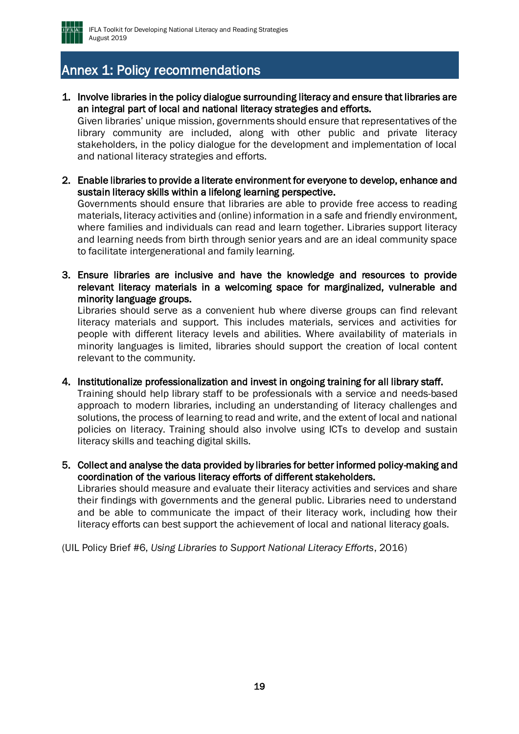# Annex 1: Policy recommendations

1. **Involve libraries in the policy dialogue surrounding literacy and ensure that libraries are an integral part of local and national literacy strategies and efforts.**
   Given libraries' unique mission, governments should ensure that representatives of the library community are included, along with other public and private literacy stakeholders, in the policy dialogue for the development and implementation of local and national literacy strategies and efforts.

2. **Enable libraries to provide a literate environment for everyone to develop, enhance and sustain literacy skills within a lifelong learning perspective.**
   Governments should ensure that libraries are able to provide free access to reading materials, literacy activities and (online) information in a safe and friendly environment, where families and individuals can read and learn together. Libraries support literacy and learning needs from birth through senior years and are an ideal community space to facilitate intergenerational and family learning.

3. **Ensure libraries are inclusive and have the knowledge and resources to provide relevant literacy materials in a welcoming space for marginalized, vulnerable and minority language groups.**
   Libraries should serve as a convenient hub where diverse groups can find relevant literacy materials and support. This includes materials, services and activities for people with different literacy levels and abilities. Where availability of materials in minority languages is limited, libraries should support the creation of local content relevant to the community.

4. **Institutionalize professionalization and invest in ongoing training for all library staff.**
   Training should help library staff to be professionals with a service and needs-based approach to modern libraries, including an understanding of literacy challenges and solutions, the process of learning to read and write, and the extent of local and national policies on literacy. Training should also involve using ICTs to develop and sustain literacy skills and teaching digital skills.

5. **Collect and analyse the data provided by libraries for better informed policy-making and coordination of the various literacy efforts of different stakeholders.**
   Libraries should measure and evaluate their literacy activities and services and share their findings with governments and the general public. Libraries need to understand and be able to communicate the impact of their literacy work, including how their literacy efforts can best support the achievement of local and national literacy goals.

(UIL Policy Brief #6, *Using Libraries to Support National Literacy Efforts*, 2016)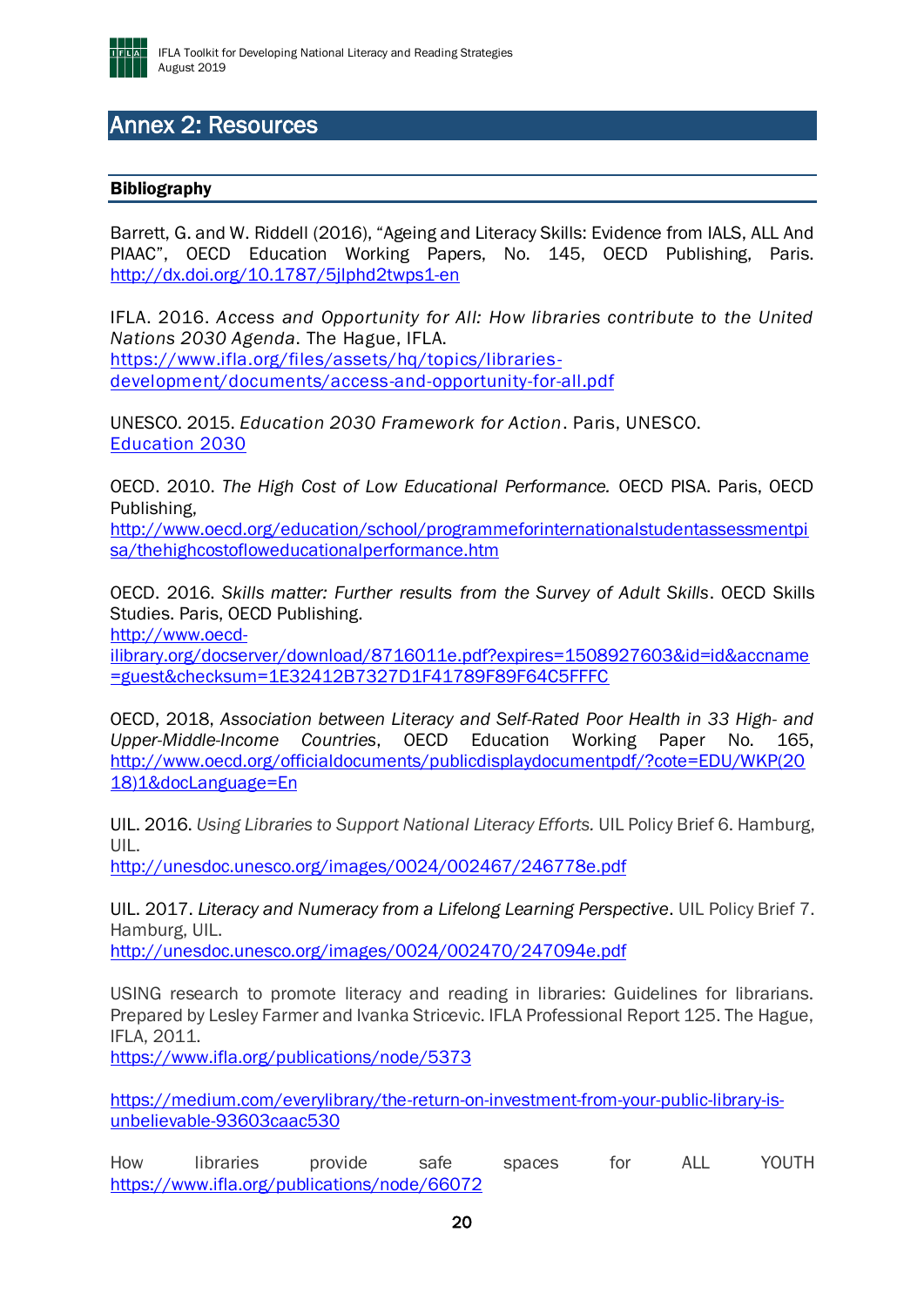# Annex 2: Resources

## Bibliography

Barrett, G. and W. Riddell (2016), "Ageing and Literacy Skills: Evidence from IALS, ALL And PIAAC", OECD Education Working Papers, No. 145, OECD Publishing, Paris. http://dx.doi.org/10.1787/5jlphd2twps1-en

IFLA. 2016. *Access and Opportunity for All: How libraries contribute to the United Nations 2030 Agenda*. The Hague, IFLA.
https://www.ifla.org/files/assets/hq/topics/libraries-development/documents/access-and-opportunity-for-all.pdf

UNESCO. 2015. *Education 2030 Framework for Action*. Paris, UNESCO.
Education 2030

OECD. 2010. *The High Cost of Low Educational Performance.* OECD PISA. Paris, OECD Publishing,
http://www.oecd.org/education/school/programmeforinternationalstudentassessmentpisa/thehighcostofloweducationalperformance.htm

OECD. 2016. *Skills matter: Further results from the Survey of Adult Skills*. OECD Skills Studies. Paris, OECD Publishing.
http://www.oecd-ilibrary.org/docserver/download/8716011e.pdf?expires=1508927603&id=id&accname=guest&checksum=1E32412B7327D1F41789F89F64C5FFFC

OECD, 2018, *Association between Literacy and Self-Rated Poor Health in 33 High- and Upper-Middle-Income Countries*, OECD Education Working Paper No. 165, http://www.oecd.org/officialdocuments/publicdisplaydocumentpdf/?cote=EDU/WKP(2018)1&docLanguage=En

UIL. 2016. *Using Libraries to Support National Literacy Efforts.* UIL Policy Brief 6. Hamburg, UIL.
http://unesdoc.unesco.org/images/0024/002467/246778e.pdf

UIL. 2017. *Literacy and Numeracy from a Lifelong Learning Perspective*. UIL Policy Brief 7. Hamburg, UIL.
http://unesdoc.unesco.org/images/0024/002470/247094e.pdf

USING research to promote literacy and reading in libraries: Guidelines for librarians. Prepared by Lesley Farmer and Ivanka Stricevic. IFLA Professional Report 125. The Hague, IFLA, 2011.
https://www.ifla.org/publications/node/5373

https://medium.com/everylibrary/the-return-on-investment-from-your-public-library-is-unbelievable-93603caac530

How libraries provide safe spaces for ALL YOUTH
https://www.ifla.org/publications/node/66072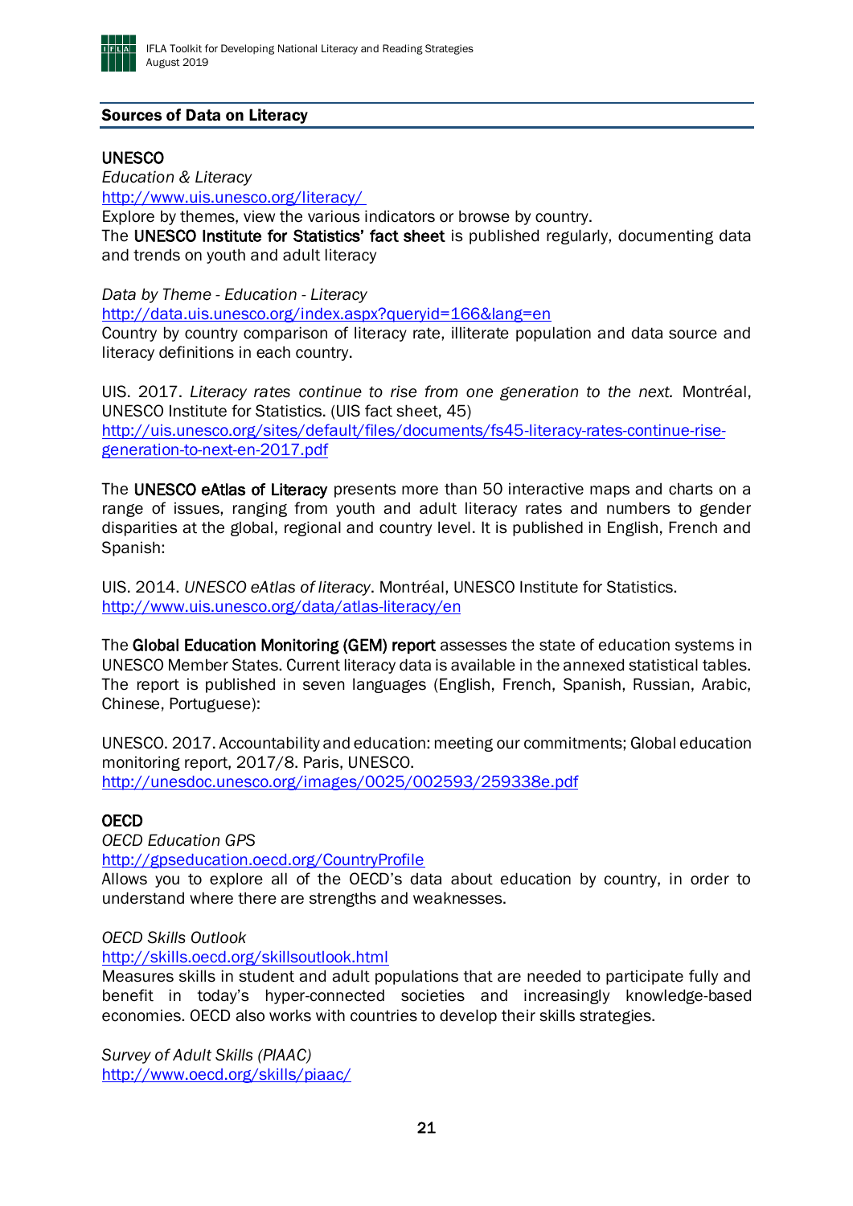## Sources of Data on Literacy

### UNESCO

*Education & Literacy*
http://www.uis.unesco.org/literacy/
Explore by themes, view the various indicators or browse by country.
The **UNESCO Institute for Statistics' fact sheet** is published regularly, documenting data and trends on youth and adult literacy

*Data by Theme - Education - Literacy*
http://data.uis.unesco.org/index.aspx?queryid=166&lang=en
Country by country comparison of literacy rate, illiterate population and data source and literacy definitions in each country.

UIS. 2017. *Literacy rates continue to rise from one generation to the next.* Montréal, UNESCO Institute for Statistics. (UIS fact sheet, 45)
http://uis.unesco.org/sites/default/files/documents/fs45-literacy-rates-continue-rise-generation-to-next-en-2017.pdf

The **UNESCO eAtlas of Literacy** presents more than 50 interactive maps and charts on a range of issues, ranging from youth and adult literacy rates and numbers to gender disparities at the global, regional and country level. It is published in English, French and Spanish:

UIS. 2014. *UNESCO eAtlas of literacy*. Montréal, UNESCO Institute for Statistics.
http://www.uis.unesco.org/data/atlas-literacy/en

The **Global Education Monitoring (GEM) report** assesses the state of education systems in UNESCO Member States. Current literacy data is available in the annexed statistical tables. The report is published in seven languages (English, French, Spanish, Russian, Arabic, Chinese, Portuguese):

UNESCO. 2017. Accountability and education: meeting our commitments; Global education monitoring report, 2017/8. Paris, UNESCO.
http://unesdoc.unesco.org/images/0025/002593/259338e.pdf

### OECD

*OECD Education GPS*
http://gpseducation.oecd.org/CountryProfile
Allows you to explore all of the OECD's data about education by country, in order to understand where there are strengths and weaknesses.

*OECD Skills Outlook*
http://skills.oecd.org/skillsoutlook.html
Measures skills in student and adult populations that are needed to participate fully and benefit in today's hyper-connected societies and increasingly knowledge-based economies. OECD also works with countries to develop their skills strategies.

*Survey of Adult Skills (PIAAC)*
http://www.oecd.org/skills/piaac/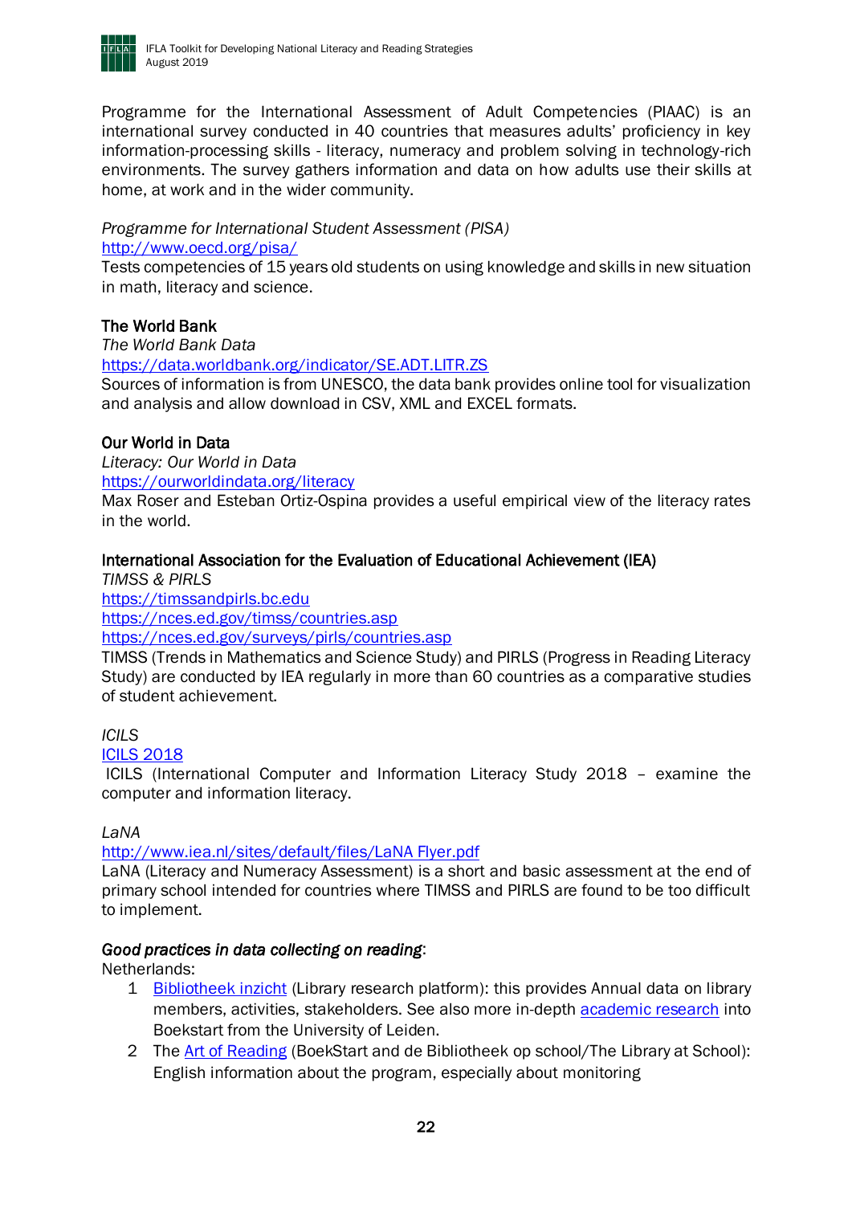Programme for the International Assessment of Adult Competencies (PIAAC) is an international survey conducted in 40 countries that measures adults' proficiency in key information-processing skills - literacy, numeracy and problem solving in technology-rich environments. The survey gathers information and data on how adults use their skills at home, at work and in the wider community.

*Programme for International Student Assessment (PISA)*
http://www.oecd.org/pisa/
Tests competencies of 15 years old students on using knowledge and skills in new situation in math, literacy and science.

**The World Bank**
*The World Bank Data*
https://data.worldbank.org/indicator/SE.ADT.LITR.ZS
Sources of information is from UNESCO, the data bank provides online tool for visualization and analysis and allow download in CSV, XML and EXCEL formats.

**Our World in Data**
*Literacy: Our World in Data*
https://ourworldindata.org/literacy
Max Roser and Esteban Ortiz-Ospina provides a useful empirical view of the literacy rates in the world.

**International Association for the Evaluation of Educational Achievement (IEA)**
*TIMSS & PIRLS*
https://timssandpirls.bc.edu
https://nces.ed.gov/timss/countries.asp
https://nces.ed.gov/surveys/pirls/countries.asp
TIMSS (Trends in Mathematics and Science Study) and PIRLS (Progress in Reading Literacy Study) are conducted by IEA regularly in more than 60 countries as a comparative studies of student achievement.

*ICILS*
ICILS 2018
ICILS (International Computer and Information Literacy Study 2018 – examine the computer and information literacy.

*LaNA*
http://www.iea.nl/sites/default/files/LaNA Flyer.pdf
LaNA (Literacy and Numeracy Assessment) is a short and basic assessment at the end of primary school intended for countries where TIMSS and PIRLS are found to be too difficult to implement.

***Good practices in data collecting on reading*:**
Netherlands:

1. Bibliotheek inzicht (Library research platform): this provides Annual data on library members, activities, stakeholders. See also more in-depth academic research into Boekstart from the University of Leiden.
2. The Art of Reading (BoekStart and de Bibliotheek op school/The Library at School): English information about the program, especially about monitoring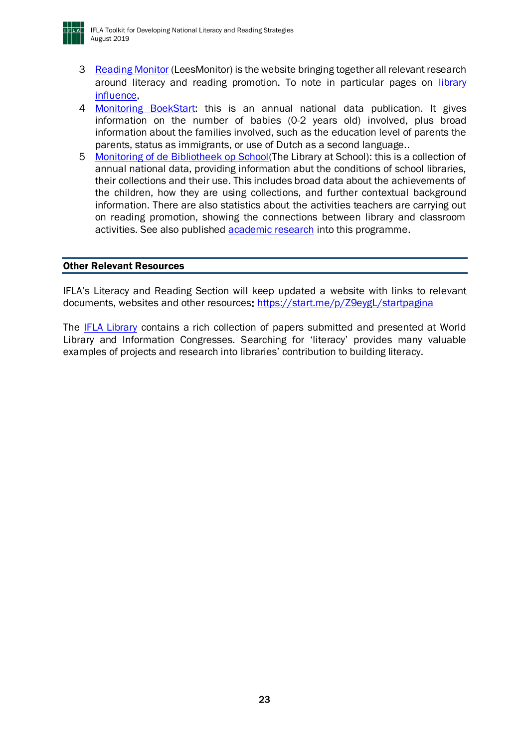3. Reading Monitor (LeesMonitor) is the website bringing together all relevant research around literacy and reading promotion. To note in particular pages on library influence,
4. Monitoring BoekStart: this is an annual national data publication. It gives information on the number of babies (0-2 years old) involved, plus broad information about the families involved, such as the education level of parents the parents, status as immigrants, or use of Dutch as a second language..
5. Monitoring of de Bibliotheek op School(The Library at School): this is a collection of annual national data, providing information abut the conditions of school libraries, their collections and their use. This includes broad data about the achievements of the children, how they are using collections, and further contextual background information. There are also statistics about the activities teachers are carrying out on reading promotion, showing the connections between library and classroom activities. See also published academic research into this programme.

## Other Relevant Resources

IFLA's Literacy and Reading Section will keep updated a website with links to relevant documents, websites and other resources: https://start.me/p/Z9eygL/startpagina

The IFLA Library contains a rich collection of papers submitted and presented at World Library and Information Congresses. Searching for 'literacy' provides many valuable examples of projects and research into libraries' contribution to building literacy.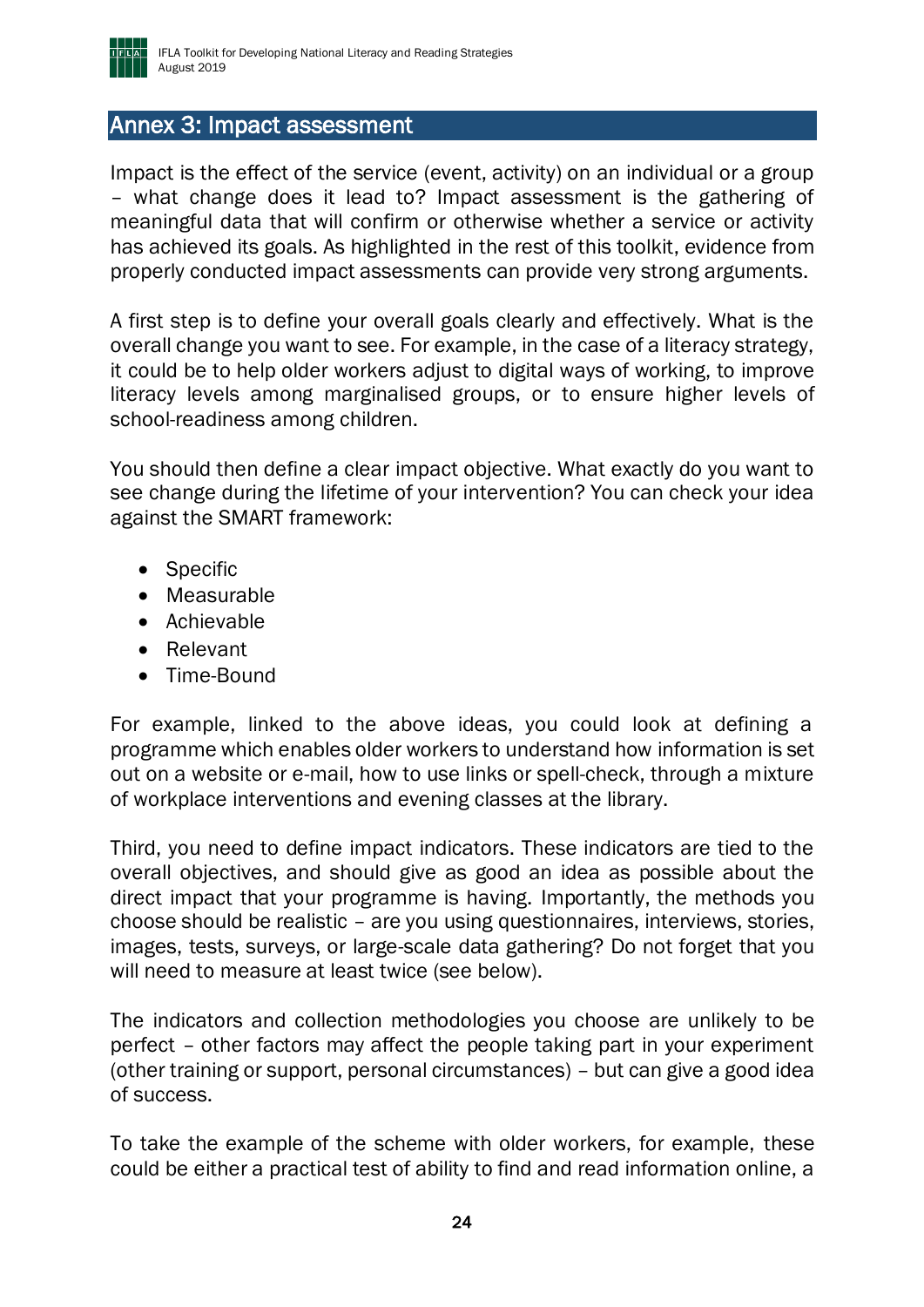## Annex 3: Impact assessment

Impact is the effect of the service (event, activity) on an individual or a group – what change does it lead to? Impact assessment is the gathering of meaningful data that will confirm or otherwise whether a service or activity has achieved its goals. As highlighted in the rest of this toolkit, evidence from properly conducted impact assessments can provide very strong arguments.

A first step is to define your overall goals clearly and effectively. What is the overall change you want to see. For example, in the case of a literacy strategy, it could be to help older workers adjust to digital ways of working, to improve literacy levels among marginalised groups, or to ensure higher levels of school-readiness among children.

You should then define a clear impact objective. What exactly do you want to see change during the lifetime of your intervention? You can check your idea against the SMART framework:

- Specific
- Measurable
- Achievable
- Relevant
- Time-Bound

For example, linked to the above ideas, you could look at defining a programme which enables older workers to understand how information is set out on a website or e-mail, how to use links or spell-check, through a mixture of workplace interventions and evening classes at the library.

Third, you need to define impact indicators. These indicators are tied to the overall objectives, and should give as good an idea as possible about the direct impact that your programme is having. Importantly, the methods you choose should be realistic – are you using questionnaires, interviews, stories, images, tests, surveys, or large-scale data gathering? Do not forget that you will need to measure at least twice (see below).

The indicators and collection methodologies you choose are unlikely to be perfect – other factors may affect the people taking part in your experiment (other training or support, personal circumstances) – but can give a good idea of success.

To take the example of the scheme with older workers, for example, these could be either a practical test of ability to find and read information online, a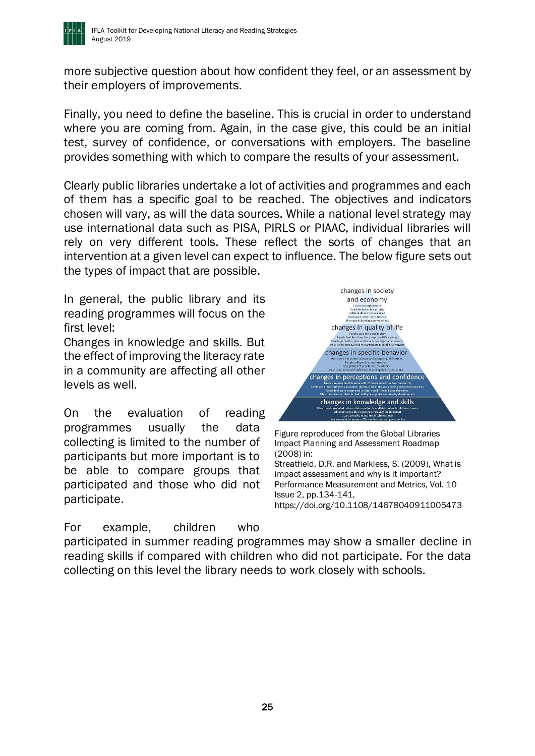more subjective question about how confident they feel, or an assessment by their employers of improvements.

Finally, you need to define the baseline. This is crucial in order to understand where you are coming from. Again, in the case give, this could be an initial test, survey of confidence, or conversations with employers. The baseline provides something with which to compare the results of your assessment.

Clearly public libraries undertake a lot of activities and programmes and each of them has a specific goal to be reached. The objectives and indicators chosen will vary, as will the data sources. While a national level strategy may use international data such as PISA, PIRLS or PIAAC, individual libraries will rely on very different tools. These reflect the sorts of changes that an intervention at a given level can expect to influence. The below figure sets out the types of impact that are possible.

In general, the public library and its reading programmes will focus on the first level:

Changes in knowledge and skills. But the effect of improving the literacy rate in a community are affecting all other levels as well.

On the evaluation of reading programmes usually the data collecting is limited to the number of participants but more important is to be able to compare groups that participated and those who did not participate.

Figure reproduced from the Global Libraries Impact Planning and Assessment Roadmap (2008) in:
Streatfield, D.R. and Markless, S. (2009), What is impact assessment and why is it important? Performance Measurement and Metrics, Vol. 10 Issue 2, pp.134-141, https://doi.org/10.1108/14678040911005473

For example, children who participated in summer reading programmes may show a smaller decline in reading skills if compared with children who did not participate. For the data collecting on this level the library needs to work closely with schools.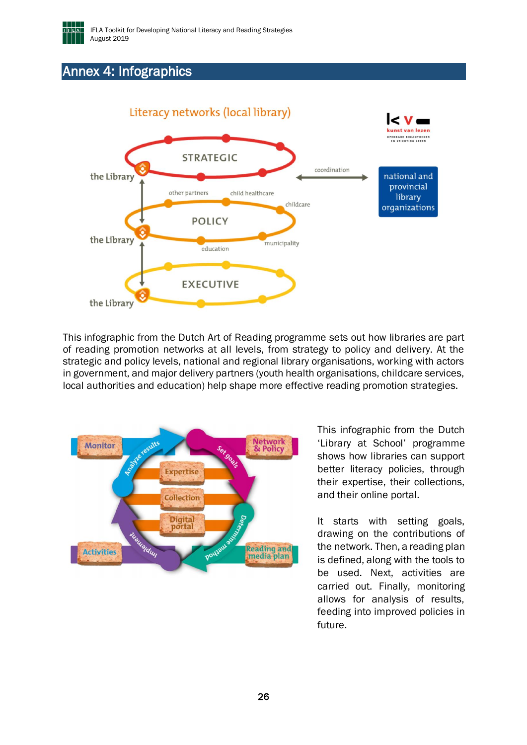# Annex 4: Infographics

Literacy networks (local library)

STRATEGIC

the Library

coordination

national and provincial library organizations

other partners

child healthcare

childcare

POLICY

the Library

education

municipality

EXECUTIVE

the Library

kunst van lezen

This infographic from the Dutch Art of Reading programme sets out how libraries are part of reading promotion networks at all levels, from strategy to policy and delivery. At the strategic and policy levels, national and regional library organisations, working with actors in government, and major delivery partners (youth health organisations, childcare services, local authorities and education) help shape more effective reading promotion strategies.

Monitor

Analyze results

Network & Policy

Set goals

Expertise

Collection

Digital portal

Determine method

Reading and media plan

Implement

Activities

This infographic from the Dutch 'Library at School' programme shows how libraries can support better literacy policies, through their expertise, their collections, and their online portal.

It starts with setting goals, drawing on the contributions of the network. Then, a reading plan is defined, along with the tools to be used. Next, activities are carried out. Finally, monitoring allows for analysis of results, feeding into improved policies in future.